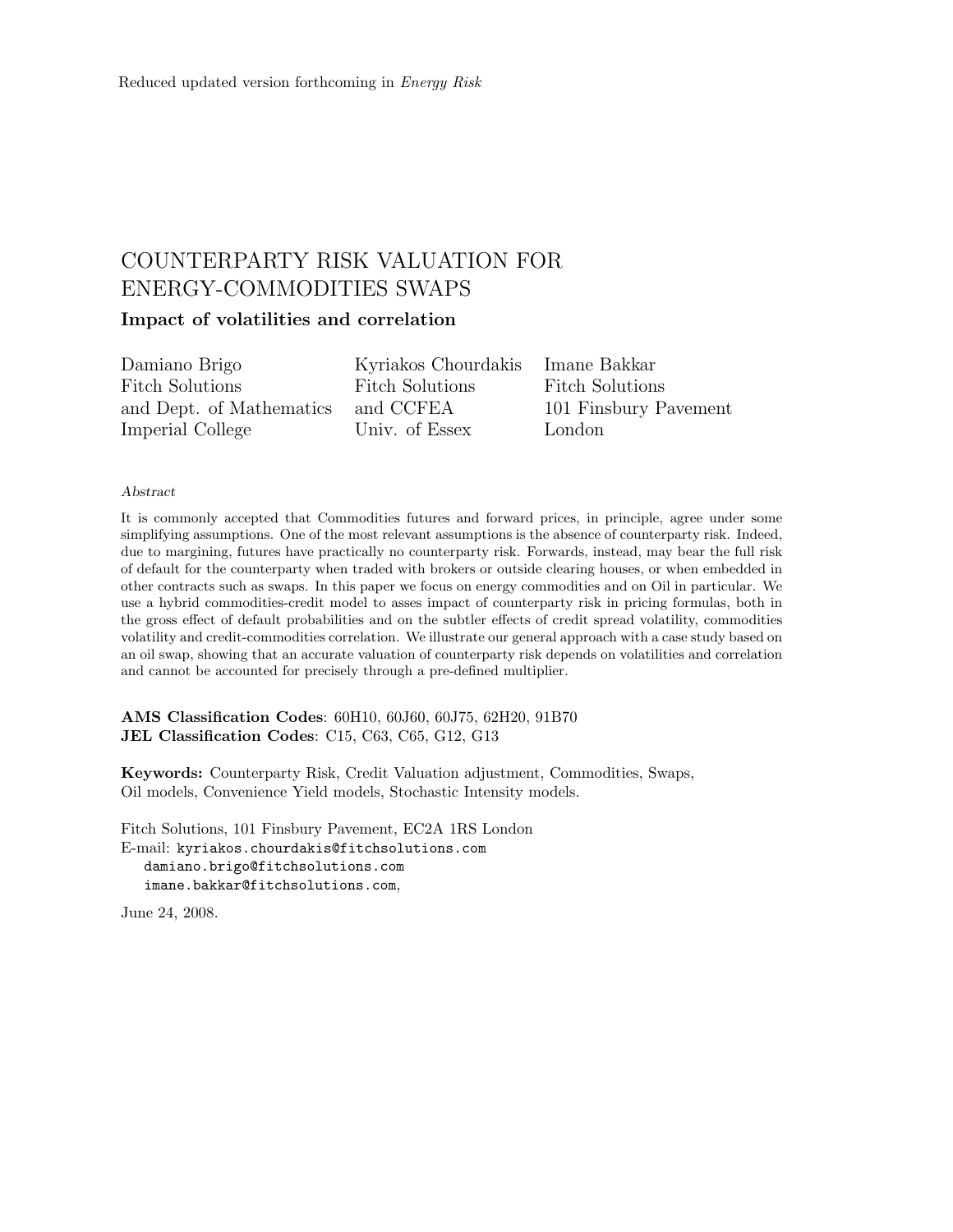Reduced updated version forthcoming in *Energy Risk*

# COUNTERPARTY RISK VALUATION FOR ENERGY-COMMODITIES SWAPS

## Impact of volatilities and correlation

| Damiano Brigo | Kyriakos Chourdakis | Imane Bakkar |
|---|---|---|
| Fitch Solutions | Fitch Solutions | Fitch Solutions |
| and Dept. of Mathematics | and CCFEA | 101 Finsbury Pavement |
| Imperial College | Univ. of Essex | London |

*Abstract*

It is commonly accepted that Commodities futures and forward prices, in principle, agree under some simplifying assumptions. One of the most relevant assumptions is the absence of counterparty risk. Indeed, due to margining, futures have practically no counterparty risk. Forwards, instead, may bear the full risk of default for the counterparty when traded with brokers or outside clearing houses, or when embedded in other contracts such as swaps. In this paper we focus on energy commodities and on Oil in particular. We use a hybrid commodities-credit model to asses impact of counterparty risk in pricing formulas, both in the gross effect of default probabilities and on the subtler effects of credit spread volatility, commodities volatility and credit-commodities correlation. We illustrate our general approach with a case study based on an oil swap, showing that an accurate valuation of counterparty risk depends on volatilities and correlation and cannot be accounted for precisely through a pre-defined multiplier.

**AMS Classification Codes**: 60H10, 60J60, 60J75, 62H20, 91B70
**JEL Classification Codes**: C15, C63, C65, G12, G13

**Keywords:** Counterparty Risk, Credit Valuation adjustment, Commodities, Swaps, Oil models, Convenience Yield models, Stochastic Intensity models.

Fitch Solutions, 101 Finsbury Pavement, EC2A 1RS London
E-mail: kyriakos.chourdakis@fitchsolutions.com
damiano.brigo@fitchsolutions.com
imane.bakkar@fitchsolutions.com,

June 24, 2008.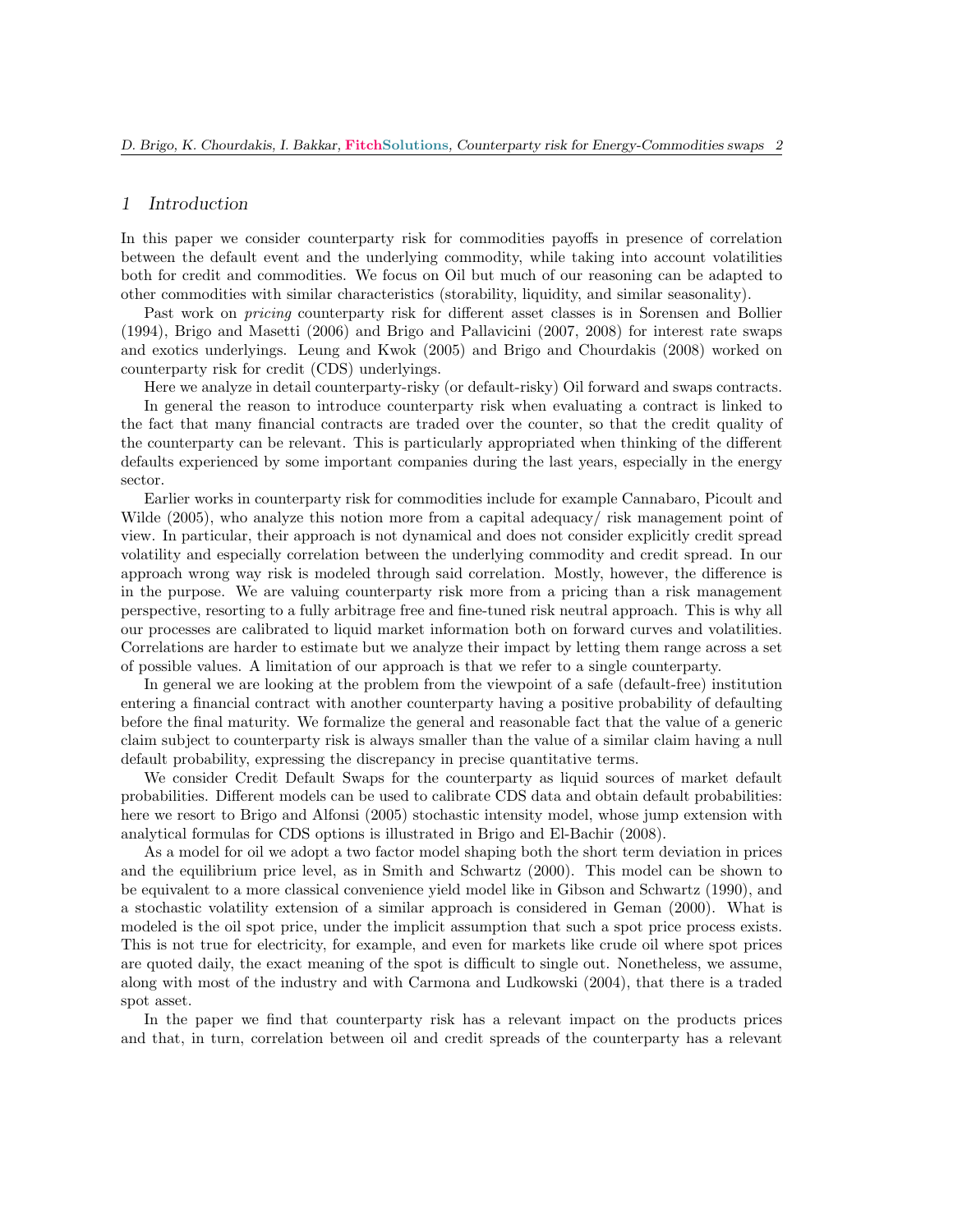## 1 Introduction

In this paper we consider counterparty risk for commodities payoffs in presence of correlation between the default event and the underlying commodity, while taking into account volatilities both for credit and commodities. We focus on Oil but much of our reasoning can be adapted to other commodities with similar characteristics (storability, liquidity, and similar seasonality).

Past work on *pricing* counterparty risk for different asset classes is in Sorensen and Bollier (1994), Brigo and Masetti (2006) and Brigo and Pallavicini (2007, 2008) for interest rate swaps and exotics underlyings. Leung and Kwok (2005) and Brigo and Chourdakis (2008) worked on counterparty risk for credit (CDS) underlyings.

Here we analyze in detail counterparty-risky (or default-risky) Oil forward and swaps contracts.

In general the reason to introduce counterparty risk when evaluating a contract is linked to the fact that many financial contracts are traded over the counter, so that the credit quality of the counterparty can be relevant. This is particularly appropriated when thinking of the different defaults experienced by some important companies during the last years, especially in the energy sector.

Earlier works in counterparty risk for commodities include for example Cannabaro, Picoult and Wilde (2005), who analyze this notion more from a capital adequacy/ risk management point of view. In particular, their approach is not dynamical and does not consider explicitly credit spread volatility and especially correlation between the underlying commodity and credit spread. In our approach wrong way risk is modeled through said correlation. Mostly, however, the difference is in the purpose. We are valuing counterparty risk more from a pricing than a risk management perspective, resorting to a fully arbitrage free and fine-tuned risk neutral approach. This is why all our processes are calibrated to liquid market information both on forward curves and volatilities. Correlations are harder to estimate but we analyze their impact by letting them range across a set of possible values. A limitation of our approach is that we refer to a single counterparty.

In general we are looking at the problem from the viewpoint of a safe (default-free) institution entering a financial contract with another counterparty having a positive probability of defaulting before the final maturity. We formalize the general and reasonable fact that the value of a generic claim subject to counterparty risk is always smaller than the value of a similar claim having a null default probability, expressing the discrepancy in precise quantitative terms.

We consider Credit Default Swaps for the counterparty as liquid sources of market default probabilities. Different models can be used to calibrate CDS data and obtain default probabilities: here we resort to Brigo and Alfonsi (2005) stochastic intensity model, whose jump extension with analytical formulas for CDS options is illustrated in Brigo and El-Bachir (2008).

As a model for oil we adopt a two factor model shaping both the short term deviation in prices and the equilibrium price level, as in Smith and Schwartz (2000). This model can be shown to be equivalent to a more classical convenience yield model like in Gibson and Schwartz (1990), and a stochastic volatility extension of a similar approach is considered in Geman (2000). What is modeled is the oil spot price, under the implicit assumption that such a spot price process exists. This is not true for electricity, for example, and even for markets like crude oil where spot prices are quoted daily, the exact meaning of the spot is difficult to single out. Nonetheless, we assume, along with most of the industry and with Carmona and Ludkowski (2004), that there is a traded spot asset.

In the paper we find that counterparty risk has a relevant impact on the products prices and that, in turn, correlation between oil and credit spreads of the counterparty has a relevant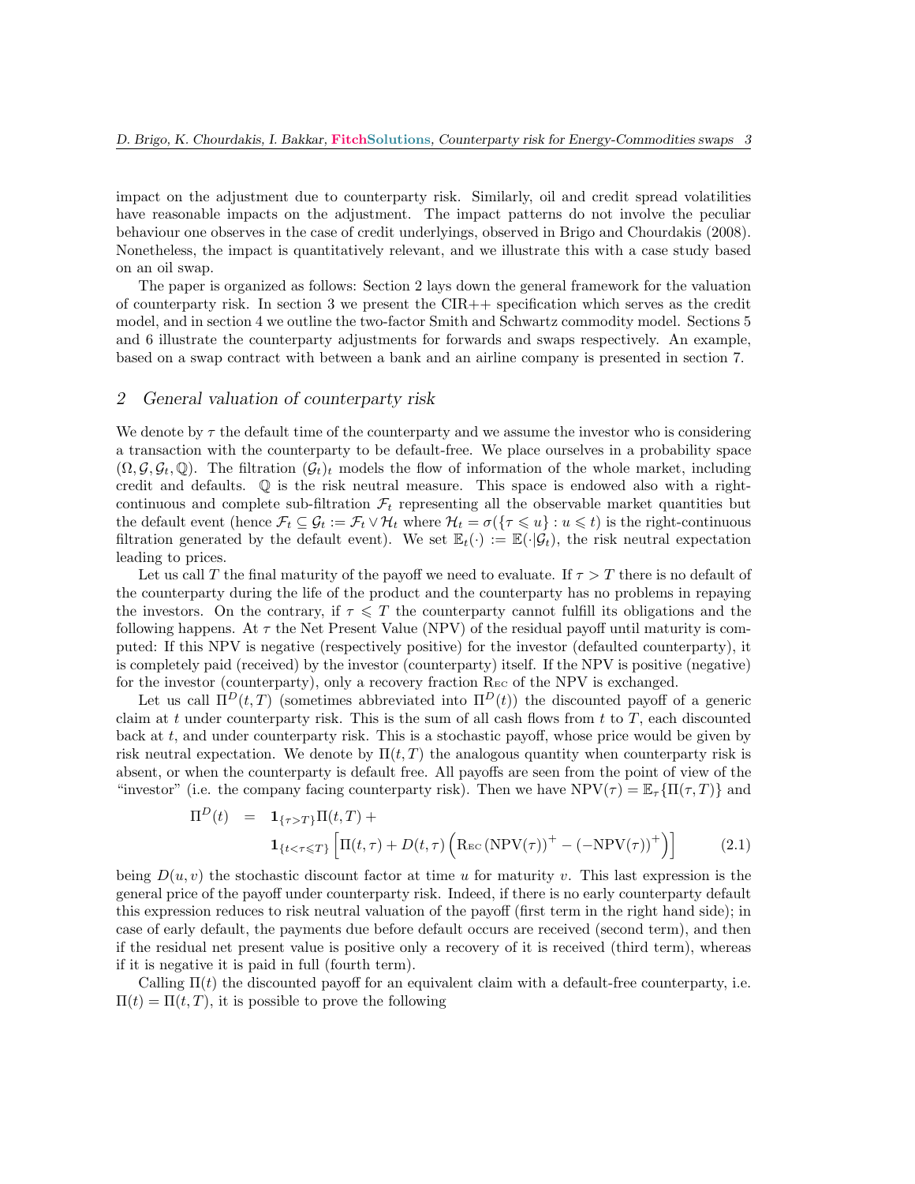impact on the adjustment due to counterparty risk. Similarly, oil and credit spread volatilities have reasonable impacts on the adjustment. The impact patterns do not involve the peculiar behaviour one observes in the case of credit underlyings, observed in Brigo and Chourdakis (2008). Nonetheless, the impact is quantitatively relevant, and we illustrate this with a case study based on an oil swap.

The paper is organized as follows: Section 2 lays down the general framework for the valuation of counterparty risk. In section 3 we present the CIR++ specification which serves as the credit model, and in section 4 we outline the two-factor Smith and Schwartz commodity model. Sections 5 and 6 illustrate the counterparty adjustments for forwards and swaps respectively. An example, based on a swap contract with between a bank and an airline company is presented in section 7.

## 2 General valuation of counterparty risk

We denote by $\tau$ the default time of the counterparty and we assume the investor who is considering a transaction with the counterparty to be default-free. We place ourselves in a probability space $(\Omega, \mathcal{G}, \mathcal{G}_t, \mathbb{Q})$. The filtration $(\mathcal{G}_t)_t$ models the flow of information of the whole market, including credit and defaults. $\mathbb{Q}$ is the risk neutral measure. This space is endowed also with a right-continuous and complete sub-filtration $\mathcal{F}_t$ representing all the observable market quantities but the default event (hence $\mathcal{F}_t \subseteq \mathcal{G}_t := \mathcal{F}_t \vee \mathcal{H}_t$ where $\mathcal{H}_t = \sigma(\{\tau \leqslant u\} : u \leqslant t)$ is the right-continuous filtration generated by the default event). We set $\mathbb{E}_t(\cdot) := \mathbb{E}(\cdot|\mathcal{G}_t)$, the risk neutral expectation leading to prices.

Let us call $T$ the final maturity of the payoff we need to evaluate. If $\tau > T$ there is no default of the counterparty during the life of the product and the counterparty has no problems in repaying the investors. On the contrary, if $\tau \leqslant T$ the counterparty cannot fulfill its obligations and the following happens. At $\tau$ the Net Present Value (NPV) of the residual payoff until maturity is computed: If this NPV is negative (respectively positive) for the investor (defaulted counterparty), it is completely paid (received) by the investor (counterparty) itself. If the NPV is positive (negative) for the investor (counterparty), only a recovery fraction $\mathrm{R}_{\mathrm{EC}}$ of the NPV is exchanged.

Let us call $\Pi^D(t,T)$ (sometimes abbreviated into $\Pi^D(t)$) the discounted payoff of a generic claim at $t$ under counterparty risk. This is the sum of all cash flows from $t$ to $T$, each discounted back at $t$, and under counterparty risk. This is a stochastic payoff, whose price would be given by risk neutral expectation. We denote by $\Pi(t,T)$ the analogous quantity when counterparty risk is absent, or when the counterparty is default free. All payoffs are seen from the point of view of the "investor" (i.e. the company facing counterparty risk). Then we have $\mathrm{NPV}(\tau) = \mathbb{E}_\tau\{\Pi(\tau,T)\}$ and

$$
\begin{aligned}
\Pi^D(t) \;=\;& \mathbf{1}_{\{\tau > T\}}\Pi(t,T) + \\
& \mathbf{1}_{\{t<\tau\leqslant T\}}\Big[\Pi(t,\tau) + D(t,\tau)\Big(\mathrm{R}_{\mathrm{EC}}\,(\mathrm{NPV}(\tau))^+ - (-\mathrm{NPV}(\tau))^+\Big)\Big]
\end{aligned}
\tag{2.1}
$$

being $D(u,v)$ the stochastic discount factor at time $u$ for maturity $v$. This last expression is the general price of the payoff under counterparty risk. Indeed, if there is no early counterparty default this expression reduces to risk neutral valuation of the payoff (first term in the right hand side); in case of early default, the payments due before default occurs are received (second term), and then if the residual net present value is positive only a recovery of it is received (third term), whereas if it is negative it is paid in full (fourth term).

Calling $\Pi(t)$ the discounted payoff for an equivalent claim with a default-free counterparty, i.e. $\Pi(t) = \Pi(t,T)$, it is possible to prove the following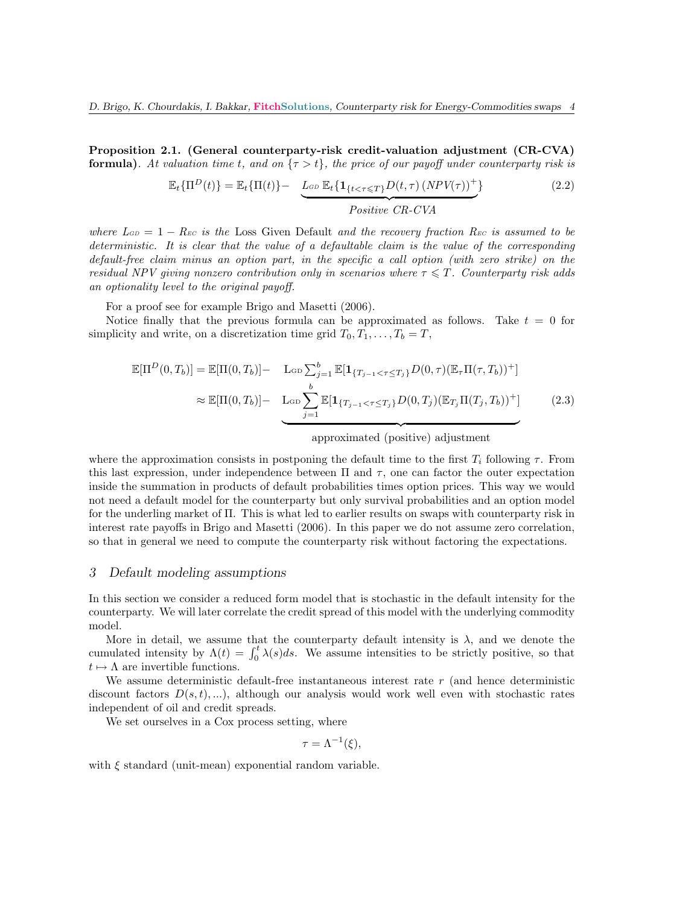**Proposition 2.1. (General counterparty-risk credit-valuation adjustment (CR-CVA) formula)**. *At valuation time t, and on $\{\tau > t\}$, the price of our payoff under counterparty risk is*

$$\mathbb{E}_t\{\Pi^D(t)\} = \mathbb{E}_t\{\Pi(t)\} - \underbrace{L_{GD}\,\mathbb{E}_t\{\mathbf{1}_{\{t<\tau\leqslant T\}} D(t,\tau)\,(NPV(\tau))^+\}}_{\text{Positive CR-CVA}} \tag{2.2}$$

*where $L_{GD} = 1 - R_{EC}$ is the* Loss Given Default *and the recovery fraction $R_{EC}$ is assumed to be deterministic. It is clear that the value of a defaultable claim is the value of the corresponding default-free claim minus an option part, in the specific a call option (with zero strike) on the residual NPV giving nonzero contribution only in scenarios where $\tau \leqslant T$. Counterparty risk adds an optionality level to the original payoff.*

For a proof see for example Brigo and Masetti (2006).

Notice finally that the previous formula can be approximated as follows. Take $t = 0$ for simplicity and write, on a discretization time grid $T_0, T_1, \ldots, T_b = T$,

$$\begin{aligned}
\mathbb{E}[\Pi^D(0,T_b)] &= \mathbb{E}[\Pi(0,T_b)] - \quad \mathrm{L_{GD}}\textstyle\sum_{j=1}^b \mathbb{E}[\mathbf{1}_{\{T_{j-1}<\tau\leq T_j\}} D(0,\tau)(\mathbb{E}_\tau \Pi(\tau,T_b))^+] \\
&\approx \mathbb{E}[\Pi(0,T_b)] - \underbrace{\mathrm{L_{GD}}\sum_{j=1}^b \mathbb{E}[\mathbf{1}_{\{T_{j-1}<\tau\leq T_j\}} D(0,T_j)(\mathbb{E}_{T_j}\Pi(T_j,T_b))^+]}_{\text{approximated (positive) adjustment}}
\end{aligned} \tag{2.3}$$

where the approximation consists in postponing the default time to the first $T_i$ following $\tau$. From this last expression, under independence between $\Pi$ and $\tau$, one can factor the outer expectation inside the summation in products of default probabilities times option prices. This way we would not need a default model for the counterparty but only survival probabilities and an option model for the underling market of $\Pi$. This is what led to earlier results on swaps with counterparty risk in interest rate payoffs in Brigo and Masetti (2006). In this paper we do not assume zero correlation, so that in general we need to compute the counterparty risk without factoring the expectations.

## 3 *Default modeling assumptions*

In this section we consider a reduced form model that is stochastic in the default intensity for the counterparty. We will later correlate the credit spread of this model with the underlying commodity model.

More in detail, we assume that the counterparty default intensity is $\lambda$, and we denote the cumulated intensity by $\Lambda(t) = \int_0^t \lambda(s)ds$. We assume intensities to be strictly positive, so that $t \mapsto \Lambda$ are invertible functions.

We assume deterministic default-free instantaneous interest rate $r$ (and hence deterministic discount factors $D(s,t), \ldots$), although our analysis would work well even with stochastic rates independent of oil and credit spreads.

We set ourselves in a Cox process setting, where

$$\tau = \Lambda^{-1}(\xi),$$

with $\xi$ standard (unit-mean) exponential random variable.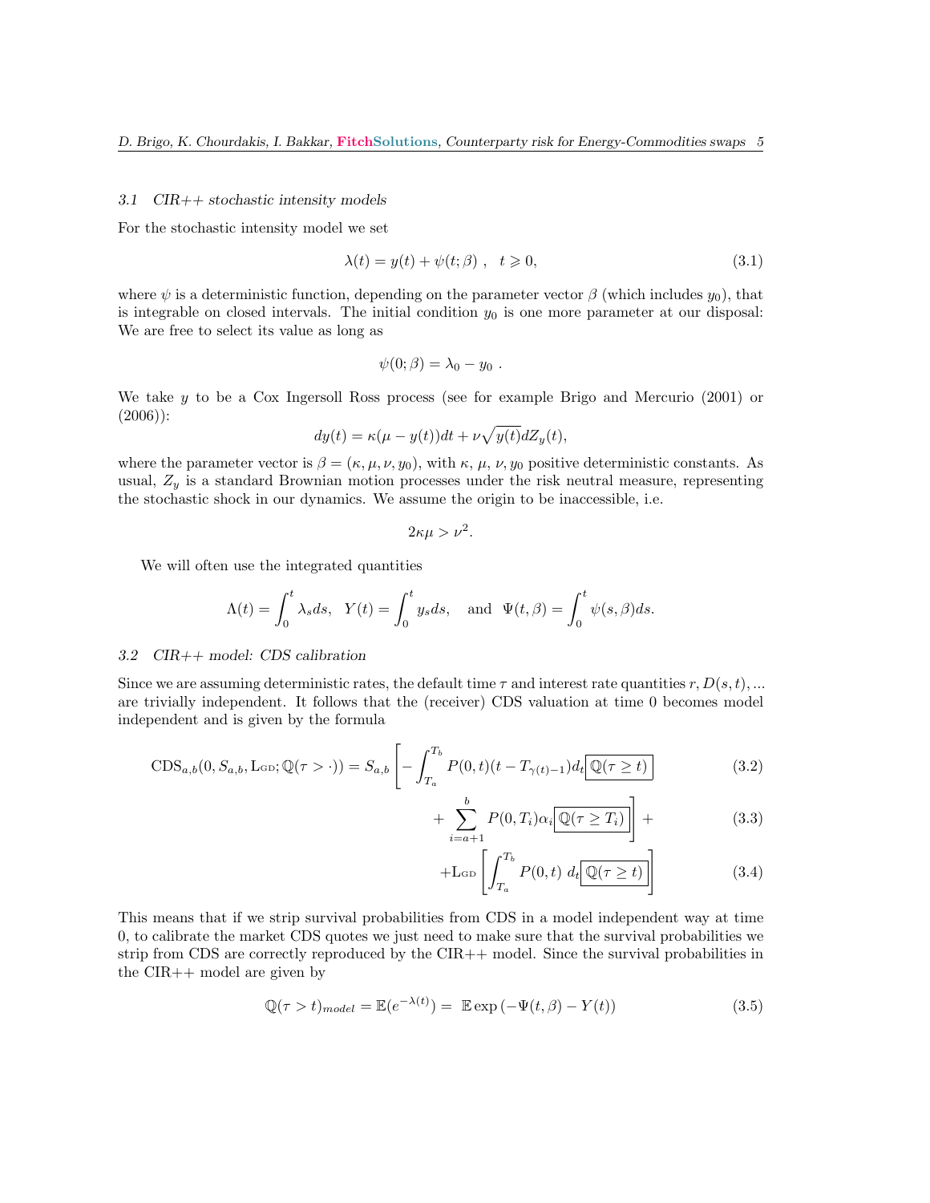### 3.1 CIR++ stochastic intensity models

For the stochastic intensity model we set

$$\lambda(t) = y(t) + \psi(t;\beta) \ , \quad t \geqslant 0, \tag{3.1}$$

where $\psi$ is a deterministic function, depending on the parameter vector $\beta$ (which includes $y_0$), that is integrable on closed intervals. The initial condition $y_0$ is one more parameter at our disposal: We are free to select its value as long as

$$\psi(0;\beta) = \lambda_0 - y_0 \ .$$

We take $y$ to be a Cox Ingersoll Ross process (see for example Brigo and Mercurio (2001) or (2006)):

$$dy(t) = \kappa(\mu - y(t))dt + \nu\sqrt{y(t)}dZ_y(t),$$

where the parameter vector is $\beta = (\kappa, \mu, \nu, y_0)$, with $\kappa$, $\mu$, $\nu$, $y_0$ positive deterministic constants. As usual, $Z_y$ is a standard Brownian motion processes under the risk neutral measure, representing the stochastic shock in our dynamics. We assume the origin to be inaccessible, i.e.

$$2\kappa\mu > \nu^2.$$

We will often use the integrated quantities

$$\Lambda(t) = \int_0^t \lambda_s ds, \quad Y(t) = \int_0^t y_s ds, \quad \text{and} \quad \Psi(t,\beta) = \int_0^t \psi(s,\beta)ds.$$

### 3.2 CIR++ model: CDS calibration

Since we are assuming deterministic rates, the default time $\tau$ and interest rate quantities $r, D(s,t), ...$ are trivially independent. It follows that the (receiver) CDS valuation at time 0 becomes model independent and is given by the formula

$$\mathrm{CDS}_{a,b}(0, S_{a,b}, \mathrm{L}_{\mathrm{GD}}; \mathbb{Q}(\tau > \cdot)) = S_{a,b}\left[ -\int_{T_a}^{T_b} P(0,t)(t - T_{\gamma(t)-1})d_t \boxed{\mathbb{Q}(\tau \geq t)} \right. \tag{3.2}$$

$$\left. + \sum_{i=a+1}^{b} P(0,T_i)\alpha_i \boxed{\mathbb{Q}(\tau \geq T_i)} \right] + \tag{3.3}$$

$$+\mathrm{L}_{\mathrm{GD}}\left[ \int_{T_a}^{T_b} P(0,t) \ d_t \boxed{\mathbb{Q}(\tau \geq t)} \right] \tag{3.4}$$

This means that if we strip survival probabilities from CDS in a model independent way at time 0, to calibrate the market CDS quotes we just need to make sure that the survival probabilities we strip from CDS are correctly reproduced by the CIR++ model. Since the survival probabilities in the CIR++ model are given by

$$\mathbb{Q}(\tau > t)_{model} = \mathbb{E}(e^{-\lambda(t)}) = \ \mathbb{E}\exp\left(-\Psi(t,\beta) - Y(t)\right) \tag{3.5}$$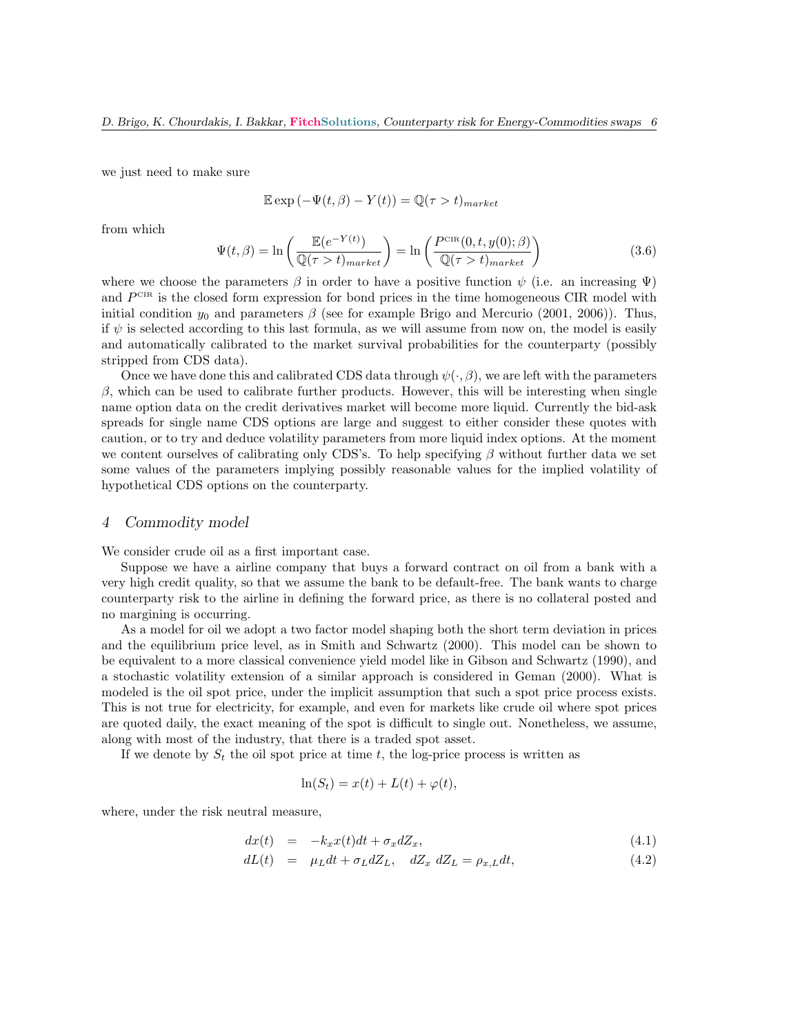we just need to make sure

$$\mathbb{E}\exp\left(-\Psi(t,\beta) - Y(t)\right) = \mathbb{Q}(\tau > t)_{market}$$

from which

$$\Psi(t,\beta) = \ln\left(\frac{\mathbb{E}(e^{-Y(t)})}{\mathbb{Q}(\tau > t)_{market}}\right) = \ln\left(\frac{P^{\text{CIR}}(0,t,y(0);\beta)}{\mathbb{Q}(\tau > t)_{market}}\right) \tag{3.6}$$

where we choose the parameters $\beta$ in order to have a positive function $\psi$ (i.e. an increasing $\Psi$) and $P^{\text{CIR}}$ is the closed form expression for bond prices in the time homogeneous CIR model with initial condition $y_0$ and parameters $\beta$ (see for example Brigo and Mercurio (2001, 2006)). Thus, if $\psi$ is selected according to this last formula, as we will assume from now on, the model is easily and automatically calibrated to the market survival probabilities for the counterparty (possibly stripped from CDS data).

Once we have done this and calibrated CDS data through $\psi(\cdot,\beta)$, we are left with the parameters $\beta$, which can be used to calibrate further products. However, this will be interesting when single name option data on the credit derivatives market will become more liquid. Currently the bid-ask spreads for single name CDS options are large and suggest to either consider these quotes with caution, or to try and deduce volatility parameters from more liquid index options. At the moment we content ourselves of calibrating only CDS's. To help specifying $\beta$ without further data we set some values of the parameters implying possibly reasonable values for the implied volatility of hypothetical CDS options on the counterparty.

## 4 *Commodity model*

We consider crude oil as a first important case.

Suppose we have a airline company that buys a forward contract on oil from a bank with a very high credit quality, so that we assume the bank to be default-free. The bank wants to charge counterparty risk to the airline in defining the forward price, as there is no collateral posted and no margining is occurring.

As a model for oil we adopt a two factor model shaping both the short term deviation in prices and the equilibrium price level, as in Smith and Schwartz (2000). This model can be shown to be equivalent to a more classical convenience yield model like in Gibson and Schwartz (1990), and a stochastic volatility extension of a similar approach is considered in Geman (2000). What is modeled is the oil spot price, under the implicit assumption that such a spot price process exists. This is not true for electricity, for example, and even for markets like crude oil where spot prices are quoted daily, the exact meaning of the spot is difficult to single out. Nonetheless, we assume, along with most of the industry, that there is a traded spot asset.

If we denote by $S_t$ the oil spot price at time $t$, the log-price process is written as

$$\ln(S_t) = x(t) + L(t) + \varphi(t),$$

where, under the risk neutral measure,

$$dx(t) = -k_x x(t)dt + \sigma_x dZ_x, \tag{4.1}$$

$$dL(t) = \mu_L dt + \sigma_L dZ_L, \quad dZ_x\ dZ_L = \rho_{x,L}dt, \tag{4.2}$$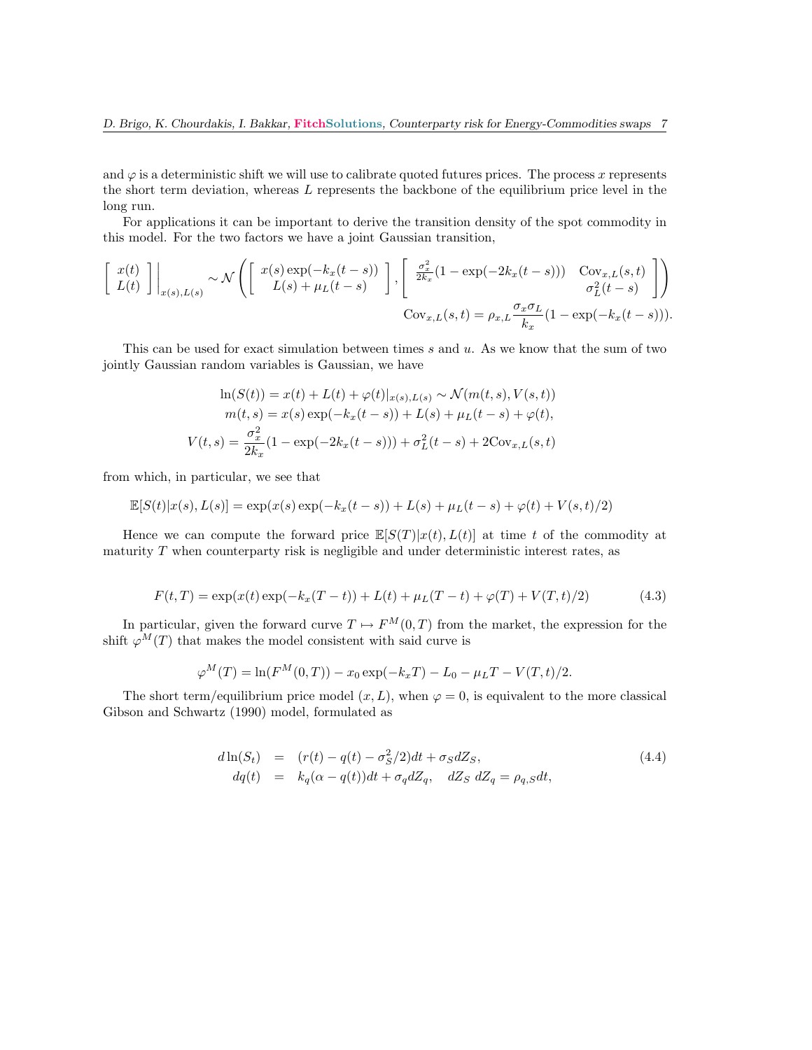and $\varphi$ is a deterministic shift we will use to calibrate quoted futures prices. The process $x$ represents the short term deviation, whereas $L$ represents the backbone of the equilibrium price level in the long run.

For applications it can be important to derive the transition density of the spot commodity in this model. For the two factors we have a joint Gaussian transition,

$$\left[\begin{array}{c} x(t) \\ L(t) \end{array}\right]\Bigg|_{x(s),L(s)} \sim \mathcal{N}\left(\left[\begin{array}{c} x(s)\exp(-k_x(t-s)) \\ L(s)+\mu_L(t-s) \end{array}\right], \left[\begin{array}{cc} \frac{\sigma_x^2}{2k_x}(1-\exp(-2k_x(t-s))) & \mathrm{Cov}_{x,L}(s,t) \\ & \sigma_L^2(t-s) \end{array}\right]\right)$$

$$\mathrm{Cov}_{x,L}(s,t) = \rho_{x,L}\frac{\sigma_x\sigma_L}{k_x}(1-\exp(-k_x(t-s))).$$

This can be used for exact simulation between times $s$ and $u$. As we know that the sum of two jointly Gaussian random variables is Gaussian, we have

$$\begin{aligned}
\ln(S(t)) = x(t) + L(t) + \varphi(t)|_{x(s),L(s)} &\sim \mathcal{N}(m(t,s), V(s,t)) \\
m(t,s) = x(s)\exp(-k_x(t-s)) &+ L(s) + \mu_L(t-s) + \varphi(t), \\
V(t,s) = \frac{\sigma_x^2}{2k_x}(1-\exp(-2k_x(t-s))) &+ \sigma_L^2(t-s) + 2\mathrm{Cov}_{x,L}(s,t)
\end{aligned}$$

from which, in particular, we see that

$$\mathbb{E}[S(t)|x(s),L(s)] = \exp(x(s)\exp(-k_x(t-s)) + L(s) + \mu_L(t-s) + \varphi(t) + V(s,t)/2)$$

Hence we can compute the forward price $\mathbb{E}[S(T)|x(t),L(t)]$ at time $t$ of the commodity at maturity $T$ when counterparty risk is negligible and under deterministic interest rates, as

$$F(t,T) = \exp(x(t)\exp(-k_x(T-t)) + L(t) + \mu_L(T-t) + \varphi(T) + V(T,t)/2) \tag{4.3}$$

In particular, given the forward curve $T \mapsto F^M(0,T)$ from the market, the expression for the shift $\varphi^M(T)$ that makes the model consistent with said curve is

$$\varphi^M(T) = \ln(F^M(0,T)) - x_0\exp(-k_xT) - L_0 - \mu_LT - V(T,t)/2.$$

The short term/equilibrium price model $(x, L)$, when $\varphi = 0$, is equivalent to the more classical Gibson and Schwartz (1990) model, formulated as

$$\begin{aligned}
d\ln(S_t) &= (r(t) - q(t) - \sigma_S^2/2)dt + \sigma_S dZ_S, \\
dq(t) &= k_q(\alpha - q(t))dt + \sigma_q dZ_q, \quad dZ_S\, dZ_q = \rho_{q,S}dt,
\end{aligned} \tag{4.4}$$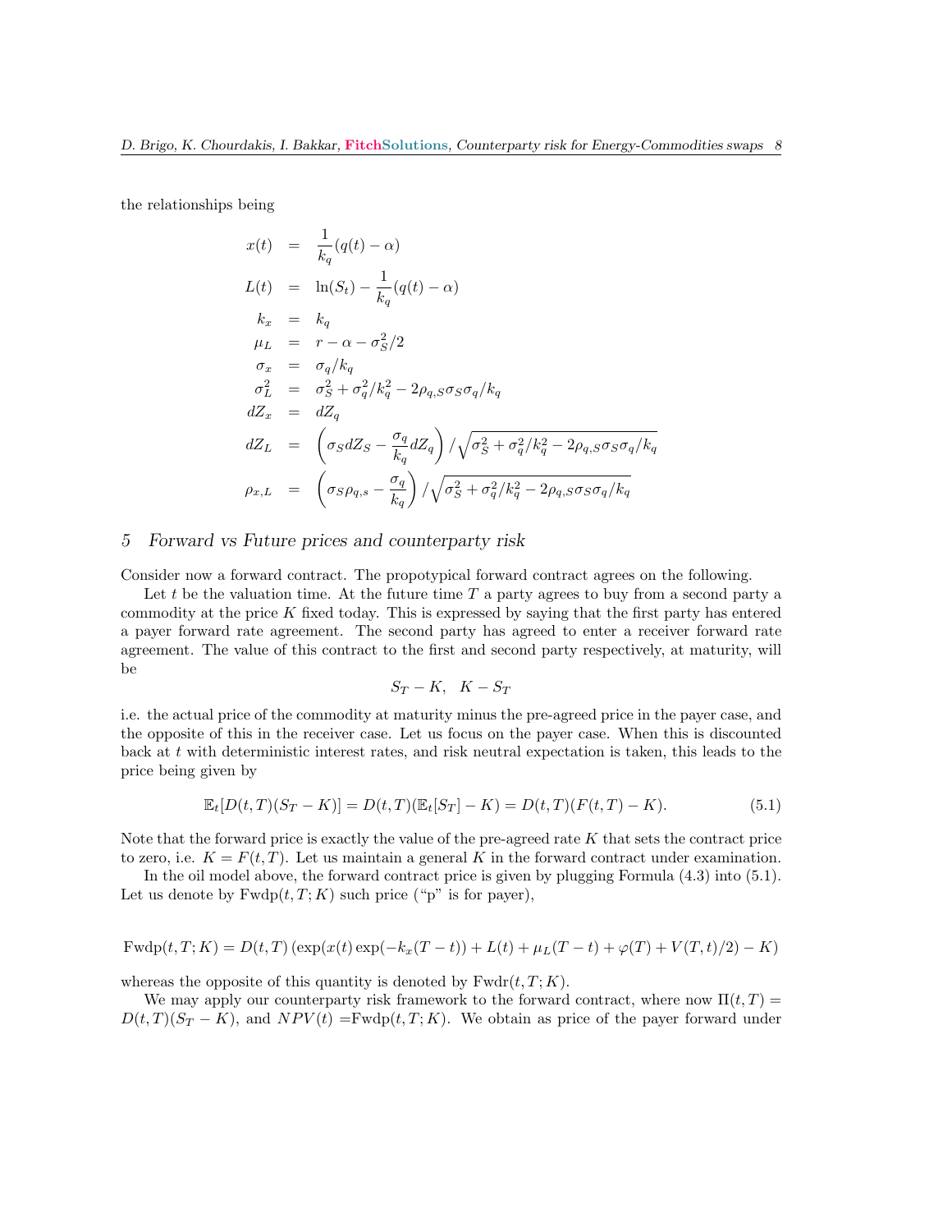the relationships being

$$
\begin{aligned}
x(t) &= \frac{1}{k_q}(q(t) - \alpha) \\
L(t) &= \ln(S_t) - \frac{1}{k_q}(q(t) - \alpha) \\
k_x &= k_q \\
\mu_L &= r - \alpha - \sigma_S^2/2 \\
\sigma_x &= \sigma_q/k_q \\
\sigma_L^2 &= \sigma_S^2 + \sigma_q^2/k_q^2 - 2\rho_{q,S}\sigma_S\sigma_q/k_q \\
dZ_x &= dZ_q \\
dZ_L &= \left(\sigma_S dZ_S - \frac{\sigma_q}{k_q} dZ_q\right) / \sqrt{\sigma_S^2 + \sigma_q^2/k_q^2 - 2\rho_{q,S}\sigma_S\sigma_q/k_q} \\
\rho_{x,L} &= \left(\sigma_S \rho_{q,s} - \frac{\sigma_q}{k_q}\right) / \sqrt{\sigma_S^2 + \sigma_q^2/k_q^2 - 2\rho_{q,S}\sigma_S\sigma_q/k_q}
\end{aligned}
$$

## 5 Forward vs Future prices and counterparty risk

Consider now a forward contract. The propotypical forward contract agrees on the following.

Let $t$ be the valuation time. At the future time $T$ a party agrees to buy from a second party a commodity at the price $K$ fixed today. This is expressed by saying that the first party has entered a payer forward rate agreement. The second party has agreed to enter a receiver forward rate agreement. The value of this contract to the first and second party respectively, at maturity, will be

$$S_T - K, \quad K - S_T$$

i.e. the actual price of the commodity at maturity minus the pre-agreed price in the payer case, and the opposite of this in the receiver case. Let us focus on the payer case. When this is discounted back at $t$ with deterministic interest rates, and risk neutral expectation is taken, this leads to the price being given by

$$\mathbb{E}_t[D(t,T)(S_T - K)] = D(t,T)(\mathbb{E}_t[S_T] - K) = D(t,T)(F(t,T) - K). \tag{5.1}$$

Note that the forward price is exactly the value of the pre-agreed rate $K$ that sets the contract price to zero, i.e. $K = F(t,T)$. Let us maintain a general $K$ in the forward contract under examination.

In the oil model above, the forward contract price is given by plugging Formula (4.3) into (5.1). Let us denote by $\text{Fwdp}(t,T;K)$ such price ("p" is for payer),

$$\text{Fwdp}(t,T;K) = D(t,T)\left(\exp(x(t)\exp(-k_x(T-t)) + L(t) + \mu_L(T-t) + \varphi(T) + V(T,t)/2) - K\right)$$

whereas the opposite of this quantity is denoted by $\text{Fwdr}(t,T;K)$.

We may apply our counterparty risk framework to the forward contract, where now $\Pi(t,T) = D(t,T)(S_T - K)$, and $NPV(t) = \text{Fwdp}(t,T;K)$. We obtain as price of the payer forward under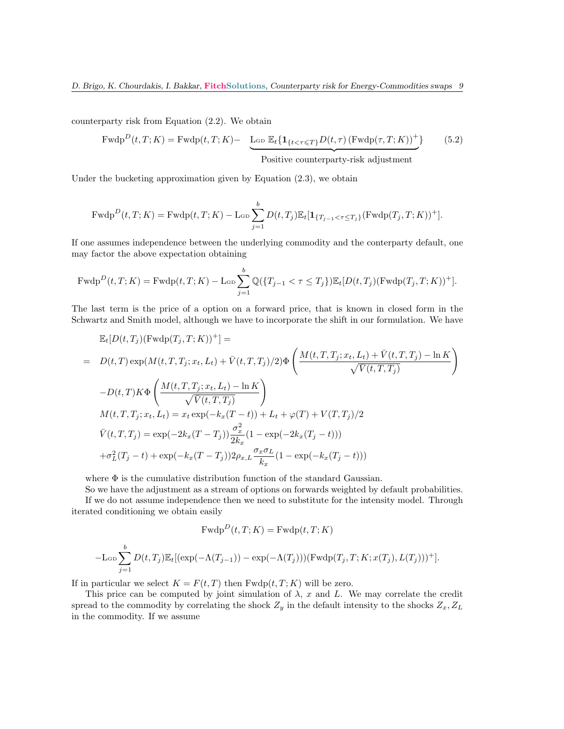counterparty risk from Equation (2.2). We obtain

$$\text{Fwdp}^D(t,T;K) = \text{Fwdp}(t,T;K) - \underbrace{\text{L}_{\text{GD}}\, \mathbb{E}_t\{\mathbf{1}_{\{t<\tau\leqslant T\}} D(t,\tau)\,(\text{Fwdp}(\tau,T;K))^+\}}_{\text{Positive counterparty-risk adjustment}} \tag{5.2}$$

Under the bucketing approximation given by Equation (2.3), we obtain

$$\text{Fwdp}^D(t,T;K) = \text{Fwdp}(t,T;K) - \text{L}_{\text{GD}} \sum_{j=1}^{b} D(t,T_j)\mathbb{E}_t[\mathbf{1}_{\{T_{j-1}<\tau\leq T_j\}}(\text{Fwdp}(T_j,T;K))^+].$$

If one assumes independence between the underlying commodity and the conterparty default, one may factor the above expectation obtaining

$$\text{Fwdp}^D(t,T;K) = \text{Fwdp}(t,T;K) - \text{L}_{\text{GD}} \sum_{j=1}^{b} \mathbb{Q}(\{T_{j-1}<\tau\leq T_j\})\mathbb{E}_t[D(t,T_j)(\text{Fwdp}(T_j,T;K))^+].$$

The last term is the price of a option on a forward price, that is known in closed form in the Schwartz and Smith model, although we have to incorporate the shift in our formulation. We have

$$\begin{aligned}
&\mathbb{E}_t[D(t,T_j)(\text{Fwdp}(T_j,T;K))^+] = \\
=\ & D(t,T)\exp(M(t,T,T_j;x_t,L_t)+\bar{V}(t,T,T_j)/2)\Phi\left(\frac{M(t,T,T_j;x_t,L_t)+\bar{V}(t,T,T_j)-\ln K}{\sqrt{\bar{V}(t,T,T_j)}}\right) \\
& -D(t,T)K\Phi\left(\frac{M(t,T,T_j;x_t,L_t)-\ln K}{\sqrt{\bar{V}(t,T,T_j)}}\right) \\
& M(t,T,T_j;x_t,L_t) = x_t\exp(-k_x(T-t)) + L_t + \varphi(T) + V(T,T_j)/2 \\
& \bar{V}(t,T,T_j) = \exp(-2k_x(T-T_j))\frac{\sigma_x^2}{2k_x}(1-\exp(-2k_x(T_j-t))) \\
& +\sigma_L^2(T_j-t) + \exp(-k_x(T-T_j))2\rho_{x,L}\frac{\sigma_x\sigma_L}{k_x}(1-\exp(-k_x(T_j-t)))
\end{aligned}$$

where $\Phi$ is the cumulative distribution function of the standard Gaussian.

So we have the adjustment as a stream of options on forwards weighted by default probabilities.

If we do not assume independence then we need to substitute for the intensity model. Through iterated conditioning we obtain easily

$$\text{Fwdp}^D(t,T;K) = \text{Fwdp}(t,T;K)$$

$$-\text{L}_{\text{GD}} \sum_{j=1}^{b} D(t,T_j)\mathbb{E}_t[(\exp(-\Lambda(T_{j-1})) - \exp(-\Lambda(T_j)))(\text{Fwdp}(T_j,T;K;x(T_j),L(T_j)))^+].$$

If in particular we select $K = F(t,T)$ then $\text{Fwdp}(t,T;K)$ will be zero.

This price can be computed by joint simulation of $\lambda$, $x$ and $L$. We may correlate the credit spread to the commodity by correlating the shock $Z_y$ in the default intensity to the shocks $Z_x, Z_L$ in the commodity. If we assume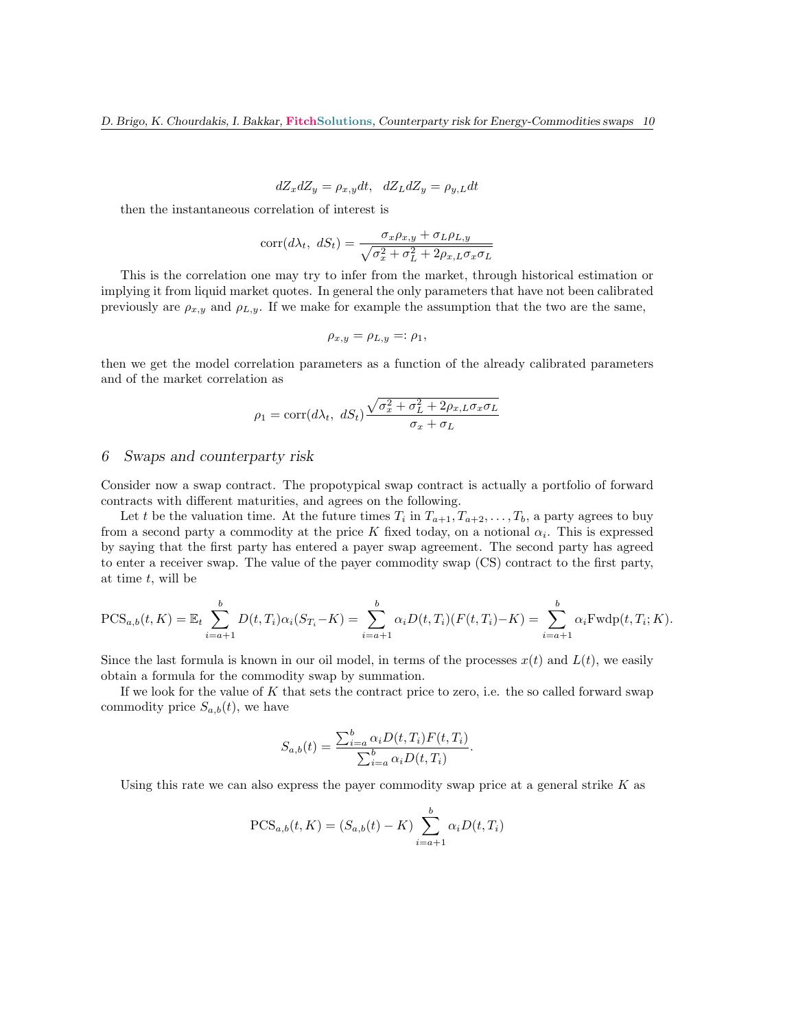$$dZ_x dZ_y = \rho_{x,y} dt, \quad dZ_L dZ_y = \rho_{y,L} dt$$

then the instantaneous correlation of interest is

$$\text{corr}(d\lambda_t,\ dS_t) = \frac{\sigma_x \rho_{x,y} + \sigma_L \rho_{L,y}}{\sqrt{\sigma_x^2 + \sigma_L^2 + 2\rho_{x,L}\sigma_x \sigma_L}}$$

This is the correlation one may try to infer from the market, through historical estimation or implying it from liquid market quotes. In general the only parameters that have not been calibrated previously are $\rho_{x,y}$ and $\rho_{L,y}$. If we make for example the assumption that the two are the same,

$$\rho_{x,y} = \rho_{L,y} =: \rho_1,$$

then we get the model correlation parameters as a function of the already calibrated parameters and of the market correlation as

$$\rho_1 = \text{corr}(d\lambda_t,\ dS_t) \frac{\sqrt{\sigma_x^2 + \sigma_L^2 + 2\rho_{x,L}\sigma_x \sigma_L}}{\sigma_x + \sigma_L}$$

## 6 Swaps and counterparty risk

Consider now a swap contract. The propotypical swap contract is actually a portfolio of forward contracts with different maturities, and agrees on the following.

Let $t$ be the valuation time. At the future times $T_i$ in $T_{a+1}, T_{a+2}, \ldots, T_b$, a party agrees to buy from a second party a commodity at the price $K$ fixed today, on a notional $\alpha_i$. This is expressed by saying that the first party has entered a payer swap agreement. The second party has agreed to enter a receiver swap. The value of the payer commodity swap (CS) contract to the first party, at time $t$, will be

$$\text{PCS}_{a,b}(t, K) = \mathbb{E}_t \sum_{i=a+1}^{b} D(t, T_i)\alpha_i (S_{T_i} - K) = \sum_{i=a+1}^{b} \alpha_i D(t, T_i)(F(t, T_i) - K) = \sum_{i=a+1}^{b} \alpha_i \text{Fwdp}(t, T_i; K).$$

Since the last formula is known in our oil model, in terms of the processes $x(t)$ and $L(t)$, we easily obtain a formula for the commodity swap by summation.

If we look for the value of $K$ that sets the contract price to zero, i.e. the so called forward swap commodity price $S_{a,b}(t)$, we have

$$S_{a,b}(t) = \frac{\sum_{i=a}^{b} \alpha_i D(t, T_i) F(t, T_i)}{\sum_{i=a}^{b} \alpha_i D(t, T_i)}.$$

Using this rate we can also express the payer commodity swap price at a general strike $K$ as

$$\text{PCS}_{a,b}(t, K) = (S_{a,b}(t) - K) \sum_{i=a+1}^{b} \alpha_i D(t, T_i)$$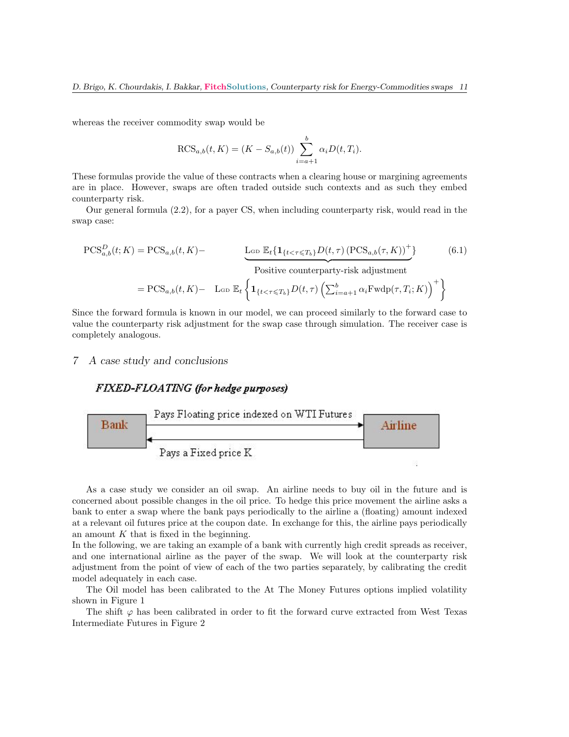whereas the receiver commodity swap would be

$$\mathrm{RCS}_{a,b}(t,K) = (K - S_{a,b}(t)) \sum_{i=a+1}^{b} \alpha_i D(t,T_i).$$

These formulas provide the value of these contracts when a clearing house or margining agreements are in place. However, swaps are often traded outside such contexts and as such they embed counterparty risk.

Our general formula (2.2), for a payer CS, when including counterparty risk, would read in the swap case:

$$\begin{aligned}
\mathrm{PCS}^D_{a,b}(t;K) &= \mathrm{PCS}_{a,b}(t,K) - \underbrace{\mathrm{L_{GD}}\ \mathbb{E}_t\{\mathbf{1}_{\{t<\tau\leqslant T_b\}} D(t,\tau)\,(\mathrm{PCS}_{a,b}(\tau,K))^+\}}_{\text{Positive counterparty-risk adjustment}} \qquad (6.1)\\
&= \mathrm{PCS}_{a,b}(t,K) - \ \mathrm{L_{GD}}\ \mathbb{E}_t\left\{\mathbf{1}_{\{t<\tau\leqslant T_b\}} D(t,\tau)\left(\textstyle\sum_{i=a+1}^{b} \alpha_i \mathrm{Fwdp}(\tau,T_i;K)\right)^+\right\}
\end{aligned}$$

Since the forward formula is known in our model, we can proceed similarly to the forward case to value the counterparty risk adjustment for the swap case through simulation. The receiver case is completely analogous.

## 7 A case study and conclusions

**FIXED-FLOATING (for hedge purposes)**

Bank → Airline: Pays Floating price indexed on WTI Futures

Airline → Bank: Pays a Fixed price K

As a case study we consider an oil swap. An airline needs to buy oil in the future and is concerned about possible changes in the oil price. To hedge this price movement the airline asks a bank to enter a swap where the bank pays periodically to the airline a (floating) amount indexed at a relevant oil futures price at the coupon date. In exchange for this, the airline pays periodically an amount $K$ that is fixed in the beginning.
In the following, we are taking an example of a bank with currently high credit spreads as receiver, and one international airline as the payer of the swap. We will look at the counterparty risk adjustment from the point of view of each of the two parties separately, by calibrating the credit model adequately in each case.

The Oil model has been calibrated to the At The Money Futures options implied volatility shown in Figure 1

The shift $\varphi$ has been calibrated in order to fit the forward curve extracted from West Texas Intermediate Futures in Figure 2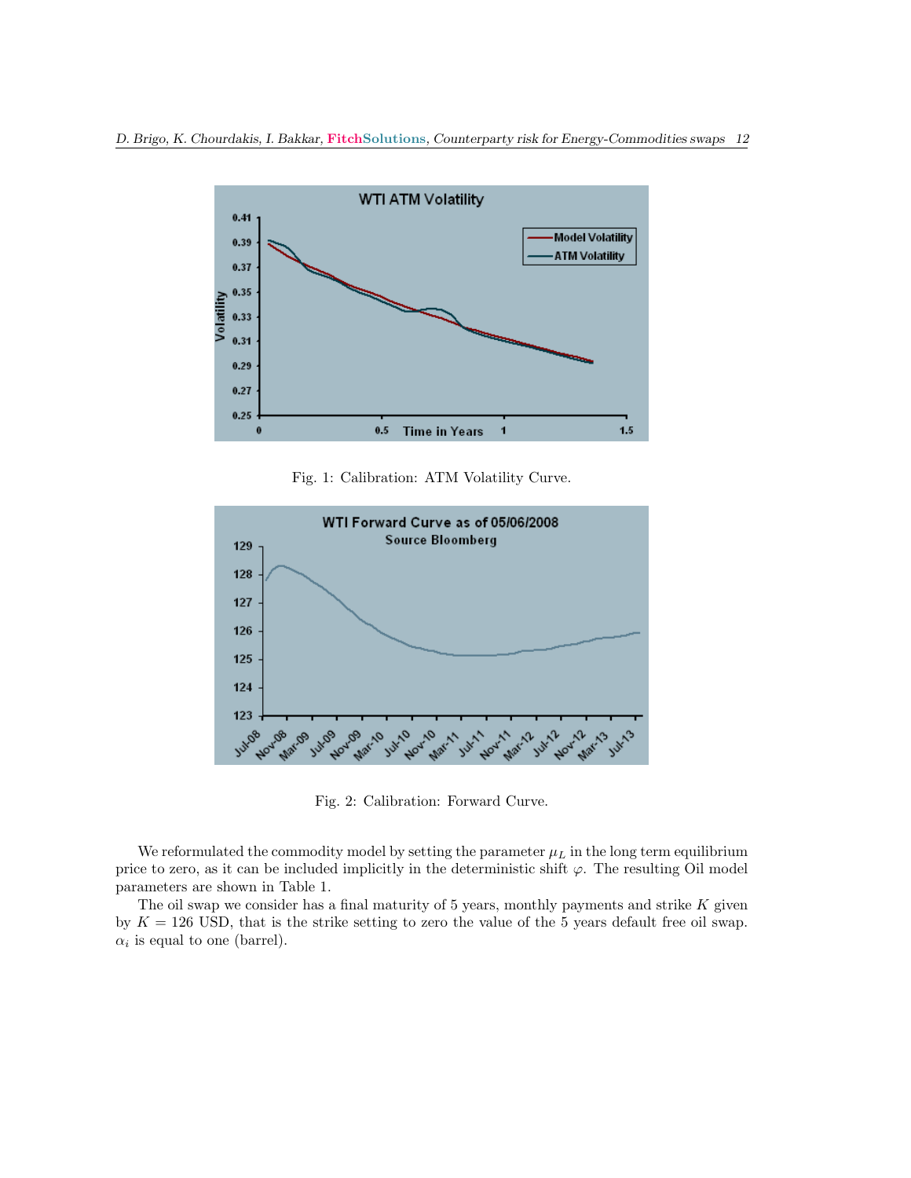Fig. 1: Calibration: ATM Volatility Curve.

Fig. 2: Calibration: Forward Curve.

We reformulated the commodity model by setting the parameter $\mu_L$ in the long term equilibrium price to zero, as it can be included implicitly in the deterministic shift $\varphi$. The resulting Oil model parameters are shown in Table 1.

The oil swap we consider has a final maturity of 5 years, monthly payments and strike $K$ given by $K = 126$ USD, that is the strike setting to zero the value of the 5 years default free oil swap. $\alpha_i$ is equal to one (barrel).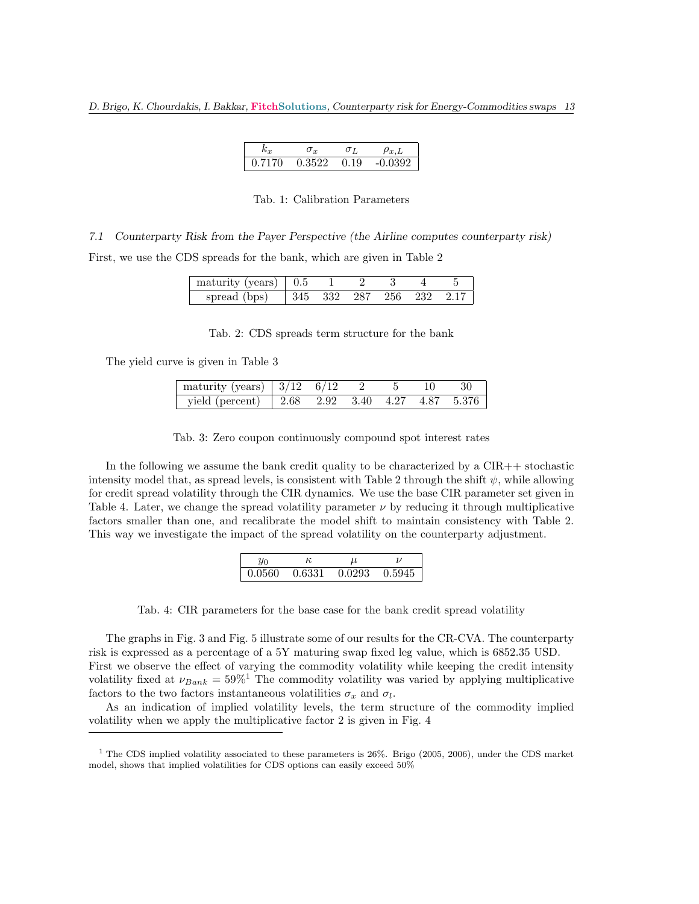| $k_x$ | $\sigma_x$ | $\sigma_L$ | $\rho_{x,L}$ |
|---|---|---|---|
| 0.7170 | 0.3522 | 0.19 | -0.0392 |

Tab. 1: Calibration Parameters

### 7.1 *Counterparty Risk from the Payer Perspective (the Airline computes counterparty risk)*

First, we use the CDS spreads for the bank, which are given in Table 2

| maturity (years) | 0.5 | 1 | 2 | 3 | 4 | 5 |
|---|---|---|---|---|---|---|
| spread (bps) | 345 | 332 | 287 | 256 | 232 | 2.17 |

Tab. 2: CDS spreads term structure for the bank

The yield curve is given in Table 3

| maturity (years) | 3/12 | 6/12 | 2 | 5 | 10 | 30 |
|---|---|---|---|---|---|---|
| yield (percent) | 2.68 | 2.92 | 3.40 | 4.27 | 4.87 | 5.376 |

Tab. 3: Zero coupon continuously compound spot interest rates

In the following we assume the bank credit quality to be characterized by a CIR++ stochastic intensity model that, as spread levels, is consistent with Table 2 through the shift $\psi$, while allowing for credit spread volatility through the CIR dynamics. We use the base CIR parameter set given in Table 4. Later, we change the spread volatility parameter $\nu$ by reducing it through multiplicative factors smaller than one, and recalibrate the model shift to maintain consistency with Table 2. This way we investigate the impact of the spread volatility on the counterparty adjustment.

| $y_0$ | $\kappa$ | $\mu$ | $\nu$ |
|---|---|---|---|
| 0.0560 | 0.6331 | 0.0293 | 0.5945 |

Tab. 4: CIR parameters for the base case for the bank credit spread volatility

The graphs in Fig. 3 and Fig. 5 illustrate some of our results for the CR-CVA. The counterparty risk is expressed as a percentage of a 5Y maturing swap fixed leg value, which is 6852.35 USD. First we observe the effect of varying the commodity volatility while keeping the credit intensity volatility fixed at $\nu_{Bank} = 59\%$[1] The commodity volatility was varied by applying multiplicative factors to the two factors instantaneous volatilities $\sigma_x$ and $\sigma_l$.

As an indication of implied volatility levels, the term structure of the commodity implied volatility when we apply the multiplicative factor 2 is given in Fig. 4

[1] The CDS implied volatility associated to these parameters is 26%. Brigo (2005, 2006), under the CDS market model, shows that implied volatilities for CDS options can easily exceed 50%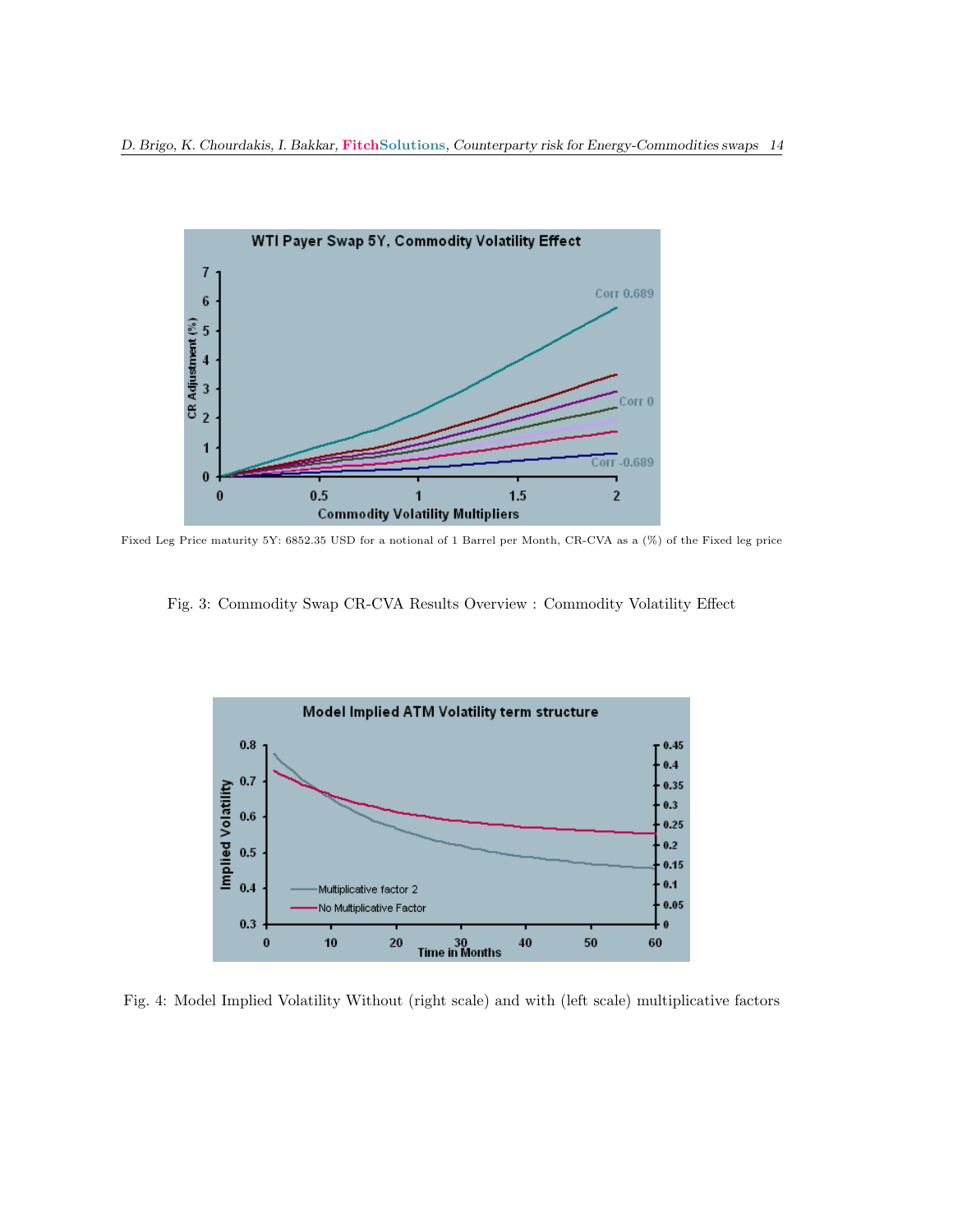Fixed Leg Price maturity 5Y: 6852.35 USD for a notional of 1 Barrel per Month, CR-CVA as a (%) of the Fixed leg price

Fig. 3: Commodity Swap CR-CVA Results Overview : Commodity Volatility Effect

Fig. 4: Model Implied Volatility Without (right scale) and with (left scale) multiplicative factors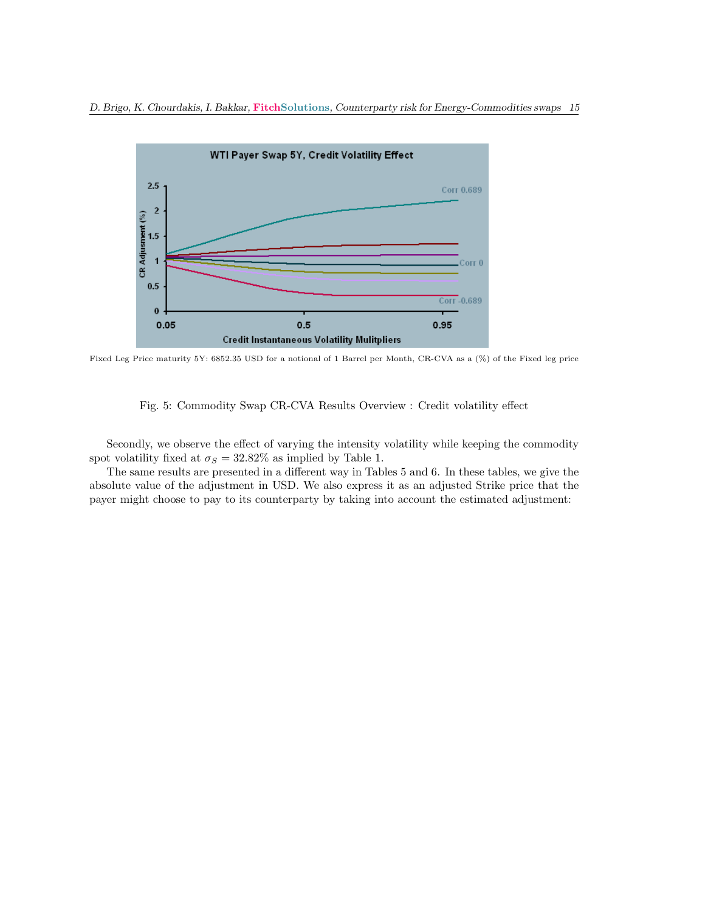Fixed Leg Price maturity 5Y: 6852.35 USD for a notional of 1 Barrel per Month, CR-CVA as a (%) of the Fixed leg price

Fig. 5: Commodity Swap CR-CVA Results Overview : Credit volatility effect

Secondly, we observe the effect of varying the intensity volatility while keeping the commodity spot volatility fixed at $\sigma_S = 32.82\%$ as implied by Table 1.

The same results are presented in a different way in Tables 5 and 6. In these tables, we give the absolute value of the adjustment in USD. We also express it as an adjusted Strike price that the payer might choose to pay to its counterparty by taking into account the estimated adjustment: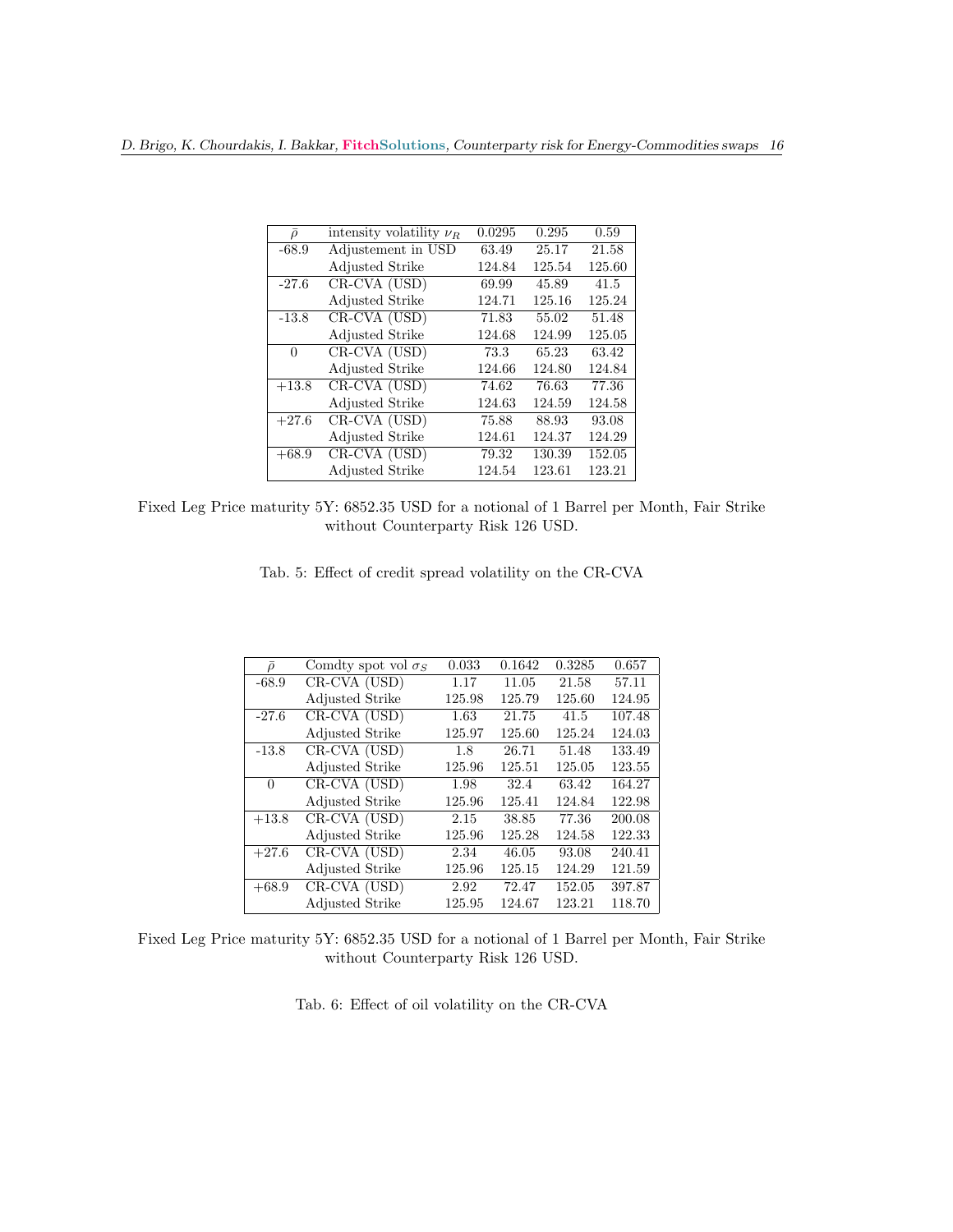| $\bar{\rho}$ | intensity volatility $\nu_R$ | 0.0295 | 0.295 | 0.59 |
|---|---|---|---|---|
| -68.9 | Adjustement in USD | 63.49 | 25.17 | 21.58 |
| | Adjusted Strike | 124.84 | 125.54 | 125.60 |
| -27.6 | CR-CVA (USD) | 69.99 | 45.89 | 41.5 |
| | Adjusted Strike | 124.71 | 125.16 | 125.24 |
| -13.8 | CR-CVA (USD) | 71.83 | 55.02 | 51.48 |
| | Adjusted Strike | 124.68 | 124.99 | 125.05 |
| 0 | CR-CVA (USD) | 73.3 | 65.23 | 63.42 |
| | Adjusted Strike | 124.66 | 124.80 | 124.84 |
| +13.8 | CR-CVA (USD) | 74.62 | 76.63 | 77.36 |
| | Adjusted Strike | 124.63 | 124.59 | 124.58 |
| +27.6 | CR-CVA (USD) | 75.88 | 88.93 | 93.08 |
| | Adjusted Strike | 124.61 | 124.37 | 124.29 |
| +68.9 | CR-CVA (USD) | 79.32 | 130.39 | 152.05 |
| | Adjusted Strike | 124.54 | 123.61 | 123.21 |

Fixed Leg Price maturity 5Y: 6852.35 USD for a notional of 1 Barrel per Month, Fair Strike without Counterparty Risk 126 USD.

Tab. 5: Effect of credit spread volatility on the CR-CVA

| $\bar{\rho}$ | Comdty spot vol $\sigma_S$ | 0.033 | 0.1642 | 0.3285 | 0.657 |
|---|---|---|---|---|---|
| -68.9 | CR-CVA (USD) | 1.17 | 11.05 | 21.58 | 57.11 |
| | Adjusted Strike | 125.98 | 125.79 | 125.60 | 124.95 |
| -27.6 | CR-CVA (USD) | 1.63 | 21.75 | 41.5 | 107.48 |
| | Adjusted Strike | 125.97 | 125.60 | 125.24 | 124.03 |
| -13.8 | CR-CVA (USD) | 1.8 | 26.71 | 51.48 | 133.49 |
| | Adjusted Strike | 125.96 | 125.51 | 125.05 | 123.55 |
| 0 | CR-CVA (USD) | 1.98 | 32.4 | 63.42 | 164.27 |
| | Adjusted Strike | 125.96 | 125.41 | 124.84 | 122.98 |
| +13.8 | CR-CVA (USD) | 2.15 | 38.85 | 77.36 | 200.08 |
| | Adjusted Strike | 125.96 | 125.28 | 124.58 | 122.33 |
| +27.6 | CR-CVA (USD) | 2.34 | 46.05 | 93.08 | 240.41 |
| | Adjusted Strike | 125.96 | 125.15 | 124.29 | 121.59 |
| +68.9 | CR-CVA (USD) | 2.92 | 72.47 | 152.05 | 397.87 |
| | Adjusted Strike | 125.95 | 124.67 | 123.21 | 118.70 |

Fixed Leg Price maturity 5Y: 6852.35 USD for a notional of 1 Barrel per Month, Fair Strike without Counterparty Risk 126 USD.

Tab. 6: Effect of oil volatility on the CR-CVA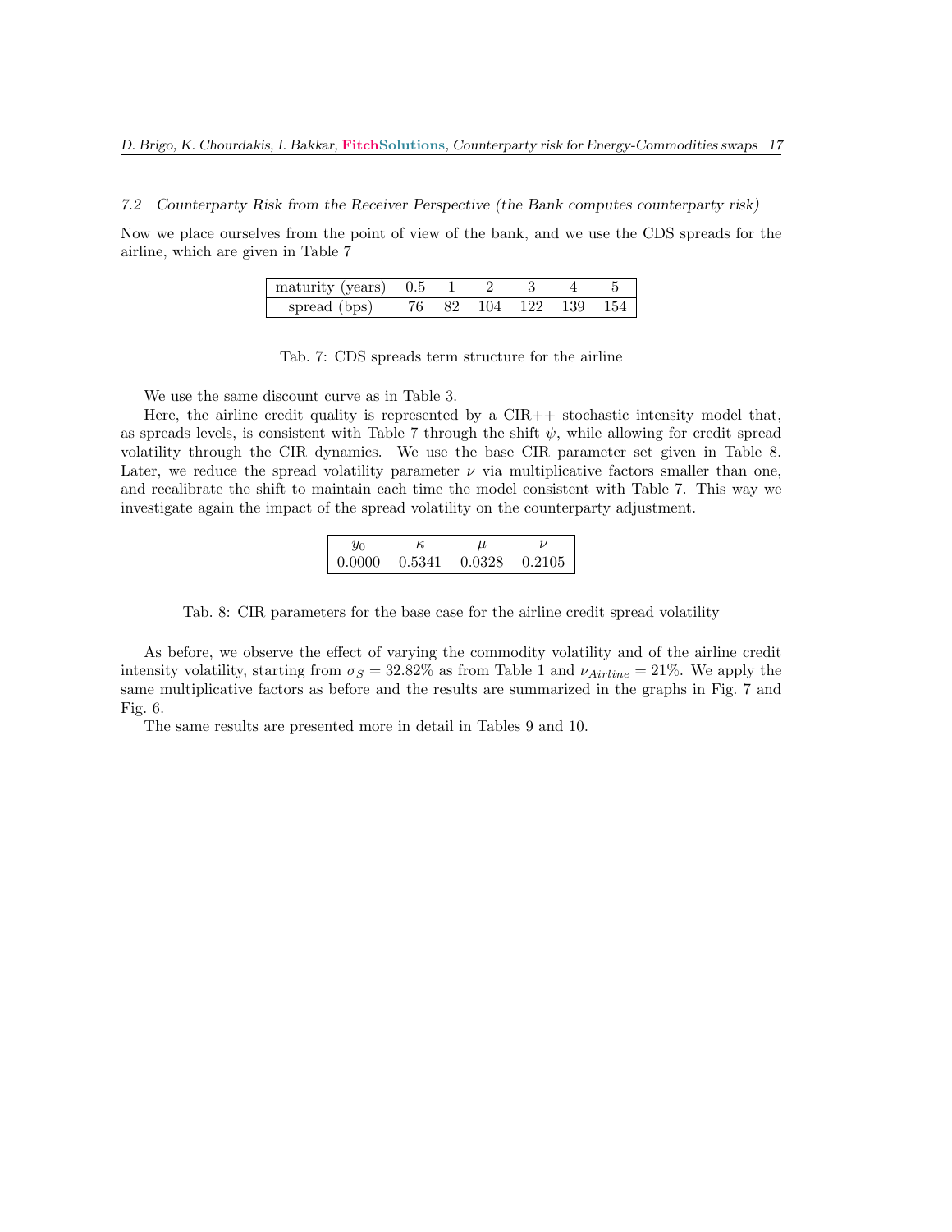### 7.2 Counterparty Risk from the Receiver Perspective (the Bank computes counterparty risk)

Now we place ourselves from the point of view of the bank, and we use the CDS spreads for the airline, which are given in Table 7

| maturity (years) | 0.5 | 1 | 2 | 3 | 4 | 5 |
|---|---|---|---|---|---|---|
| spread (bps) | 76 | 82 | 104 | 122 | 139 | 154 |

Tab. 7: CDS spreads term structure for the airline

We use the same discount curve as in Table 3.

Here, the airline credit quality is represented by a CIR++ stochastic intensity model that, as spreads levels, is consistent with Table 7 through the shift $\psi$, while allowing for credit spread volatility through the CIR dynamics. We use the base CIR parameter set given in Table 8. Later, we reduce the spread volatility parameter $\nu$ via multiplicative factors smaller than one, and recalibrate the shift to maintain each time the model consistent with Table 7. This way we investigate again the impact of the spread volatility on the counterparty adjustment.

| $y_0$ | $\kappa$ | $\mu$ | $\nu$ |
|---|---|---|---|
| 0.0000 | 0.5341 | 0.0328 | 0.2105 |

Tab. 8: CIR parameters for the base case for the airline credit spread volatility

As before, we observe the effect of varying the commodity volatility and of the airline credit intensity volatility, starting from $\sigma_S = 32.82\%$ as from Table 1 and $\nu_{Airline} = 21\%$. We apply the same multiplicative factors as before and the results are summarized in the graphs in Fig. 7 and Fig. 6.

The same results are presented more in detail in Tables 9 and 10.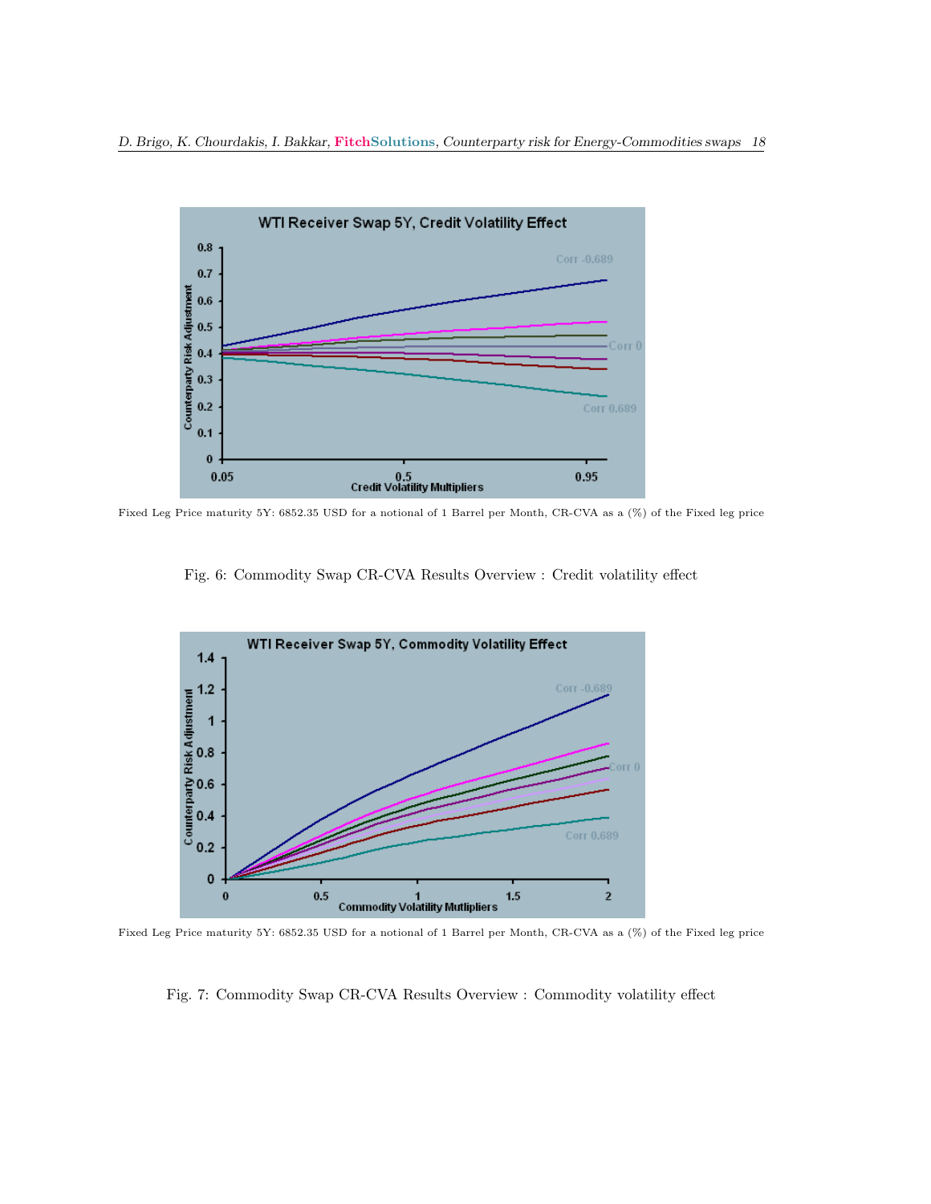Fixed Leg Price maturity 5Y: 6852.35 USD for a notional of 1 Barrel per Month, CR-CVA as a (%) of the Fixed leg price

Fig. 6: Commodity Swap CR-CVA Results Overview : Credit volatility effect

Fixed Leg Price maturity 5Y: 6852.35 USD for a notional of 1 Barrel per Month, CR-CVA as a (%) of the Fixed leg price

Fig. 7: Commodity Swap CR-CVA Results Overview : Commodity volatility effect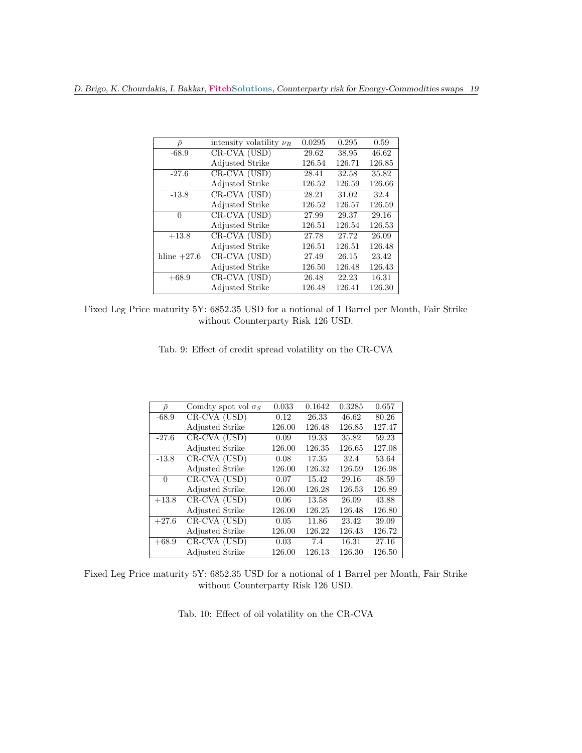| $\bar{\rho}$ | intensity volatility $\nu_R$ | 0.0295 | 0.295 | 0.59 |
|---|---|---|---|---|
| -68.9 | CR-CVA (USD) | 29.62 | 38.95 | 46.62 |
| | Adjusted Strike | 126.54 | 126.71 | 126.85 |
| -27.6 | CR-CVA (USD) | 28.41 | 32.58 | 35.82 |
| | Adjusted Strike | 126.52 | 126.59 | 126.66 |
| -13.8 | CR-CVA (USD) | 28.21 | 31.02 | 32.4 |
| | Adjusted Strike | 126.52 | 126.57 | 126.59 |
| 0 | CR-CVA (USD) | 27.99 | 29.37 | 29.16 |
| | Adjusted Strike | 126.51 | 126.54 | 126.53 |
| +13.8 | CR-CVA (USD) | 27.78 | 27.72 | 26.09 |
| | Adjusted Strike | 126.51 | 126.51 | 126.48 |
| hline +27.6 | CR-CVA (USD) | 27.49 | 26.15 | 23.42 |
| | Adjusted Strike | 126.50 | 126.48 | 126.43 |
| +68.9 | CR-CVA (USD) | 26.48 | 22.23 | 16.31 |
| | Adjusted Strike | 126.48 | 126.41 | 126.30 |

Fixed Leg Price maturity 5Y: 6852.35 USD for a notional of 1 Barrel per Month, Fair Strike without Counterparty Risk 126 USD.

Tab. 9: Effect of credit spread volatility on the CR-CVA

| $\bar{\rho}$ | Comdty spot vol $\sigma_S$ | 0.033 | 0.1642 | 0.3285 | 0.657 |
|---|---|---|---|---|---|
| -68.9 | CR-CVA (USD) | 0.12 | 26.33 | 46.62 | 80.26 |
| | Adjusted Strike | 126.00 | 126.48 | 126.85 | 127.47 |
| -27.6 | CR-CVA (USD) | 0.09 | 19.33 | 35.82 | 59.23 |
| | Adjusted Strike | 126.00 | 126.35 | 126.65 | 127.08 |
| -13.8 | CR-CVA (USD) | 0.08 | 17.35 | 32.4 | 53.64 |
| | Adjusted Strike | 126.00 | 126.32 | 126.59 | 126.98 |
| 0 | CR-CVA (USD) | 0.07 | 15.42 | 29.16 | 48.59 |
| | Adjusted Strike | 126.00 | 126.28 | 126.53 | 126.89 |
| +13.8 | CR-CVA (USD) | 0.06 | 13.58 | 26.09 | 43.88 |
| | Adjusted Strike | 126.00 | 126.25 | 126.48 | 126.80 |
| +27.6 | CR-CVA (USD) | 0.05 | 11.86 | 23.42 | 39.09 |
| | Adjusted Strike | 126.00 | 126.22 | 126.43 | 126.72 |
| +68.9 | CR-CVA (USD) | 0.03 | 7.4 | 16.31 | 27.16 |
| | Adjusted Strike | 126.00 | 126.13 | 126.30 | 126.50 |

Fixed Leg Price maturity 5Y: 6852.35 USD for a notional of 1 Barrel per Month, Fair Strike without Counterparty Risk 126 USD.

Tab. 10: Effect of oil volatility on the CR-CVA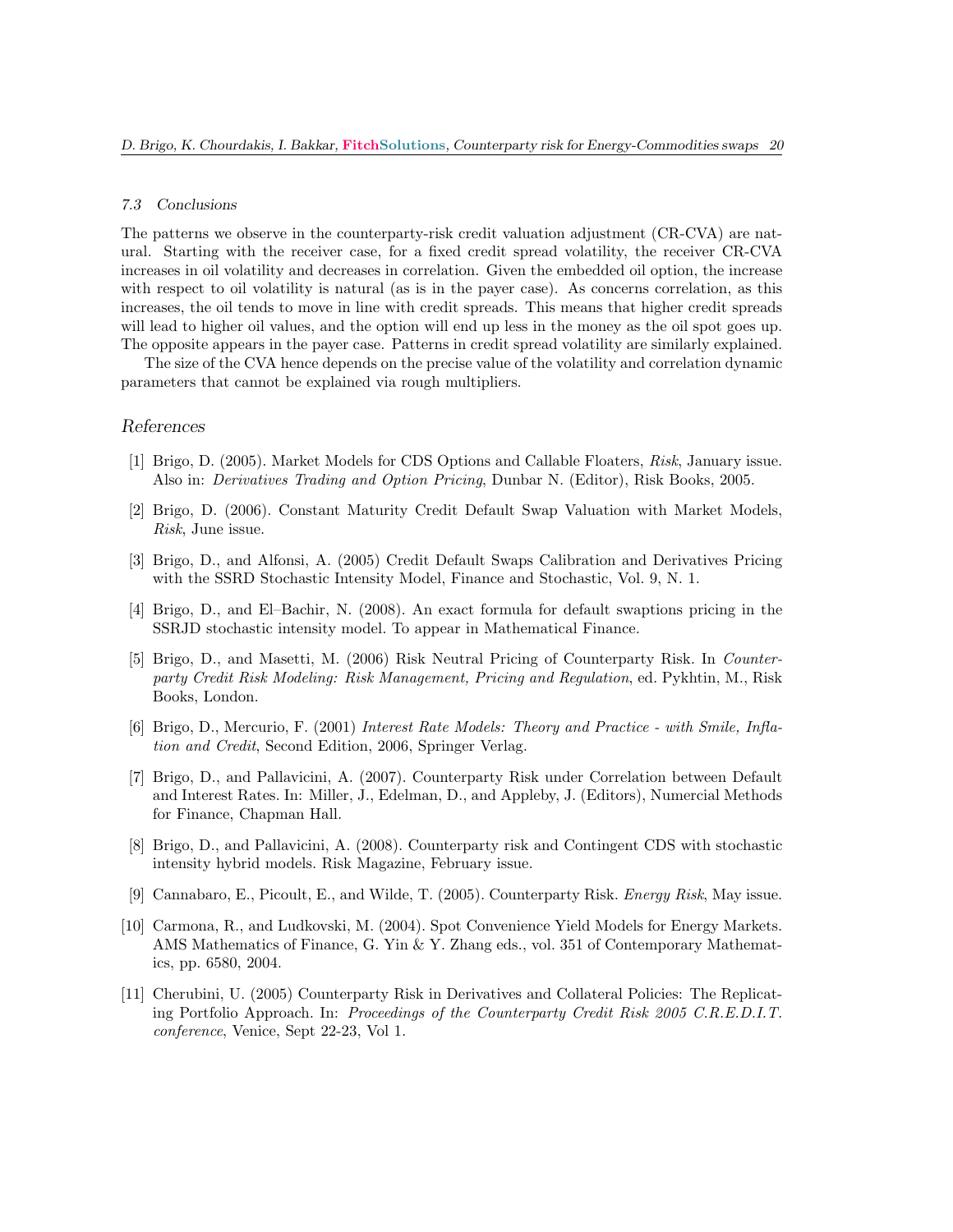### 7.3 Conclusions

The patterns we observe in the counterparty-risk credit valuation adjustment (CR-CVA) are natural. Starting with the receiver case, for a fixed credit spread volatility, the receiver CR-CVA increases in oil volatility and decreases in correlation. Given the embedded oil option, the increase with respect to oil volatility is natural (as is in the payer case). As concerns correlation, as this increases, the oil tends to move in line with credit spreads. This means that higher credit spreads will lead to higher oil values, and the option will end up less in the money as the oil spot goes up. The opposite appears in the payer case. Patterns in credit spread volatility are similarly explained.

The size of the CVA hence depends on the precise value of the volatility and correlation dynamic parameters that cannot be explained via rough multipliers.

## References

[1] Brigo, D. (2005). Market Models for CDS Options and Callable Floaters, *Risk*, January issue. Also in: *Derivatives Trading and Option Pricing*, Dunbar N. (Editor), Risk Books, 2005.

[2] Brigo, D. (2006). Constant Maturity Credit Default Swap Valuation with Market Models, *Risk*, June issue.

[3] Brigo, D., and Alfonsi, A. (2005) Credit Default Swaps Calibration and Derivatives Pricing with the SSRD Stochastic Intensity Model, Finance and Stochastic, Vol. 9, N. 1.

[4] Brigo, D., and El–Bachir, N. (2008). An exact formula for default swaptions pricing in the SSRJD stochastic intensity model. To appear in Mathematical Finance.

[5] Brigo, D., and Masetti, M. (2006) Risk Neutral Pricing of Counterparty Risk. In *Counterparty Credit Risk Modeling: Risk Management, Pricing and Regulation*, ed. Pykhtin, M., Risk Books, London.

[6] Brigo, D., Mercurio, F. (2001) *Interest Rate Models: Theory and Practice - with Smile, Inflation and Credit*, Second Edition, 2006, Springer Verlag.

[7] Brigo, D., and Pallavicini, A. (2007). Counterparty Risk under Correlation between Default and Interest Rates. In: Miller, J., Edelman, D., and Appleby, J. (Editors), Numercial Methods for Finance, Chapman Hall.

[8] Brigo, D., and Pallavicini, A. (2008). Counterparty risk and Contingent CDS with stochastic intensity hybrid models. Risk Magazine, February issue.

[9] Cannabaro, E., Picoult, E., and Wilde, T. (2005). Counterparty Risk. *Energy Risk*, May issue.

[10] Carmona, R., and Ludkovski, M. (2004). Spot Convenience Yield Models for Energy Markets. AMS Mathematics of Finance, G. Yin & Y. Zhang eds., vol. 351 of Contemporary Mathematics, pp. 6580, 2004.

[11] Cherubini, U. (2005) Counterparty Risk in Derivatives and Collateral Policies: The Replicating Portfolio Approach. In: *Proceedings of the Counterparty Credit Risk 2005 C.R.E.D.I.T. conference*, Venice, Sept 22-23, Vol 1.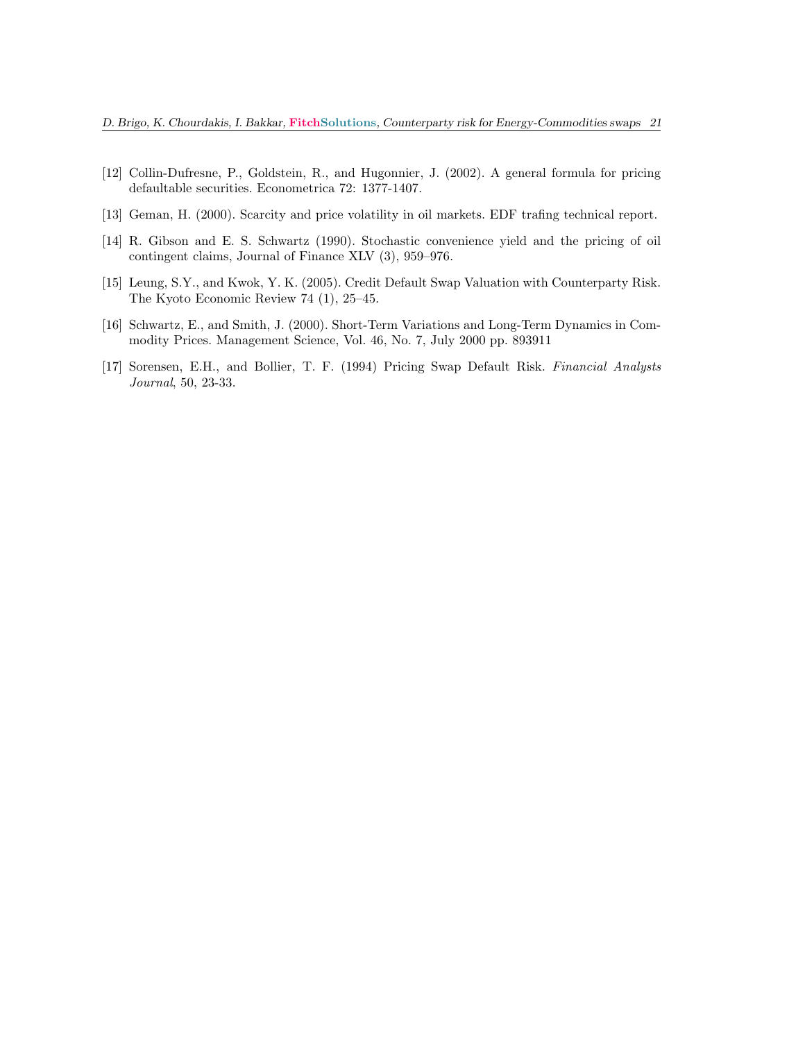[12] Collin-Dufresne, P., Goldstein, R., and Hugonnier, J. (2002). A general formula for pricing defaultable securities. Econometrica 72: 1377-1407.

[13] Geman, H. (2000). Scarcity and price volatility in oil markets. EDF trafing technical report.

[14] R. Gibson and E. S. Schwartz (1990). Stochastic convenience yield and the pricing of oil contingent claims, Journal of Finance XLV (3), 959–976.

[15] Leung, S.Y., and Kwok, Y. K. (2005). Credit Default Swap Valuation with Counterparty Risk. The Kyoto Economic Review 74 (1), 25–45.

[16] Schwartz, E., and Smith, J. (2000). Short-Term Variations and Long-Term Dynamics in Commodity Prices. Management Science, Vol. 46, No. 7, July 2000 pp. 893911

[17] Sorensen, E.H., and Bollier, T. F. (1994) Pricing Swap Default Risk. *Financial Analysts Journal*, 50, 23-33.